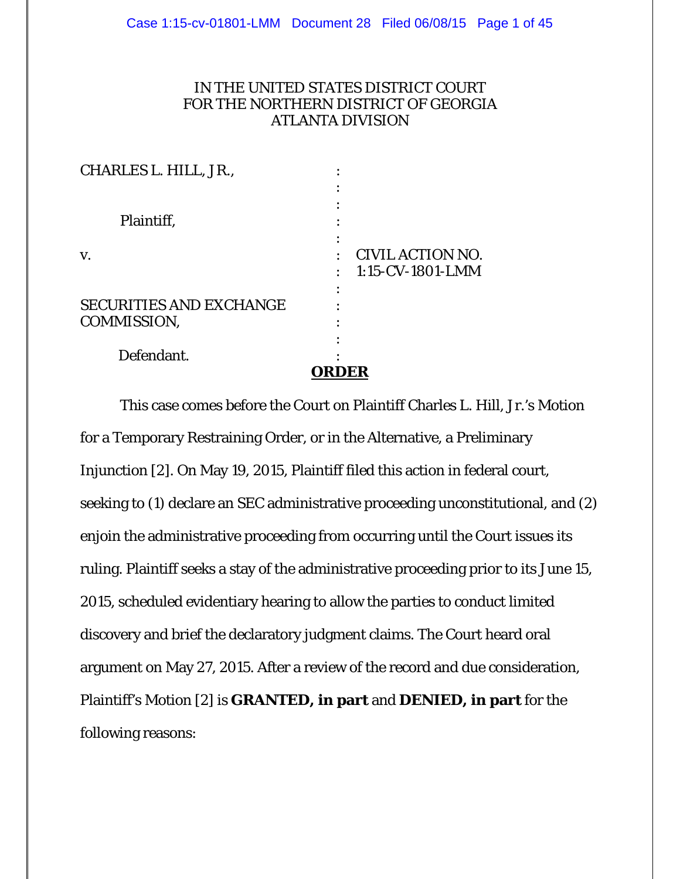IN THE UNITED STATES DISTRICT COURT
FOR THE NORTHERN DISTRICT OF GEORGIA
ATLANTA DIVISION

| | | |
|---|---|---|
| CHARLES L. HILL, JR., | : | |
| Plaintiff, | : | |
| v. | : | CIVIL ACTION NO. 1:15-CV-1801-LMM |
| SECURITIES AND EXCHANGE COMMISSION, | : | |
| Defendant. | : | |

**ORDER**

This case comes before the Court on Plaintiff Charles L. Hill, Jr.'s Motion for a Temporary Restraining Order, or in the Alternative, a Preliminary Injunction [2]. On May 19, 2015, Plaintiff filed this action in federal court, seeking to (1) declare an SEC administrative proceeding unconstitutional, and (2) enjoin the administrative proceeding from occurring until the Court issues its ruling. Plaintiff seeks a stay of the administrative proceeding prior to its June 15, 2015, scheduled evidentiary hearing to allow the parties to conduct limited discovery and brief the declaratory judgment claims. The Court heard oral argument on May 27, 2015. After a review of the record and due consideration, Plaintiff's Motion [2] is **GRANTED, in part** and **DENIED, in part** for the following reasons: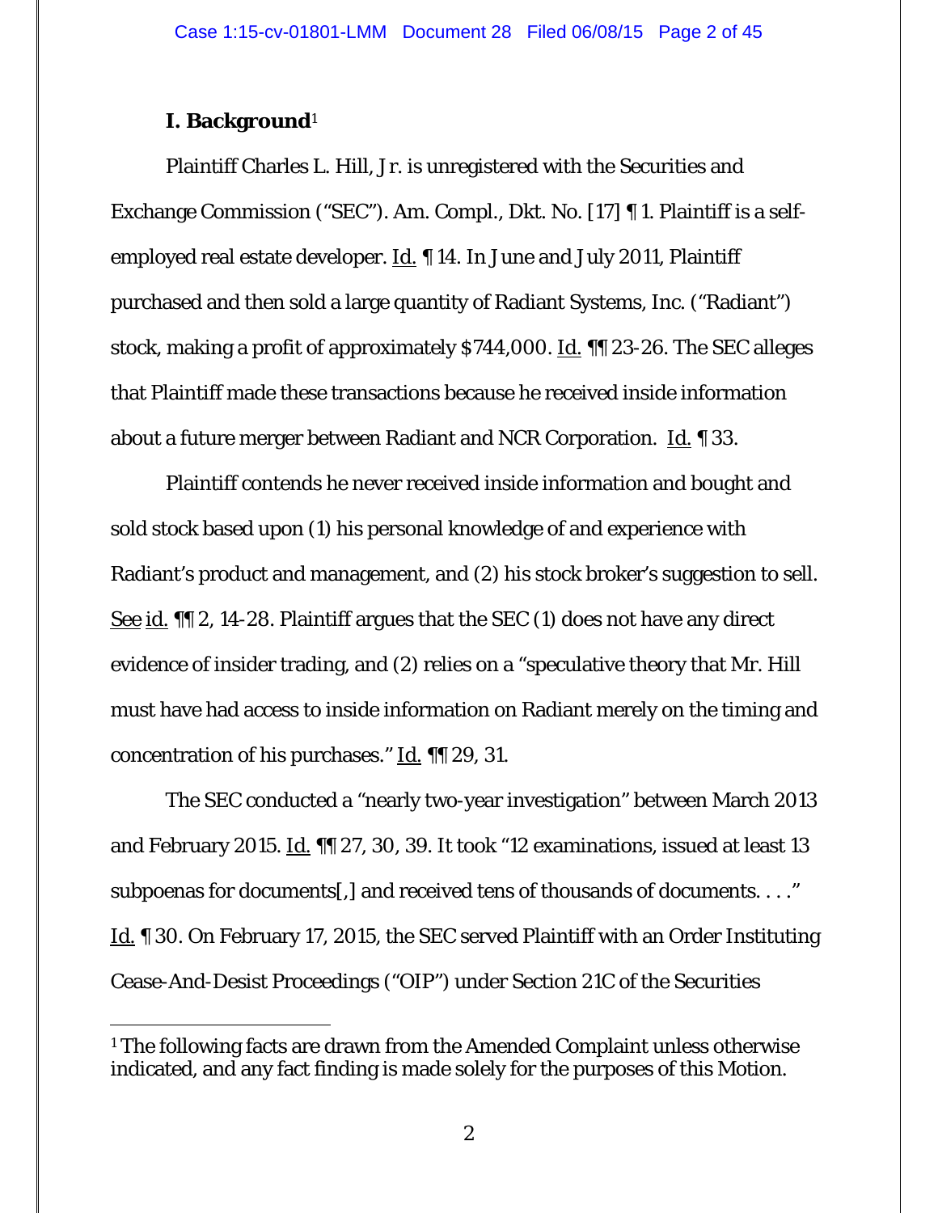## I. Background[1]

Plaintiff Charles L. Hill, Jr. is unregistered with the Securities and Exchange Commission ("SEC"). Am. Compl., Dkt. No. [17] ¶ 1. Plaintiff is a self-employed real estate developer. Id. ¶ 14. In June and July 2011, Plaintiff purchased and then sold a large quantity of Radiant Systems, Inc. ("Radiant") stock, making a profit of approximately $744,000. Id. ¶¶ 23-26. The SEC alleges that Plaintiff made these transactions because he received inside information about a future merger between Radiant and NCR Corporation. Id. ¶ 33.

Plaintiff contends he never received inside information and bought and sold stock based upon (1) his personal knowledge of and experience with Radiant's product and management, and (2) his stock broker's suggestion to sell. See id. ¶¶ 2, 14-28. Plaintiff argues that the SEC (1) does not have any direct evidence of insider trading, and (2) relies on a "speculative theory that Mr. Hill must have had access to inside information on Radiant merely on the timing and concentration of his purchases." Id. ¶¶ 29, 31.

The SEC conducted a "nearly two-year investigation" between March 2013 and February 2015. Id. ¶¶ 27, 30, 39. It took "12 examinations, issued at least 13 subpoenas for documents[,] and received tens of thousands of documents. . . ." Id. ¶ 30. On February 17, 2015, the SEC served Plaintiff with an Order Instituting Cease-And-Desist Proceedings ("OIP") under Section 21C of the Securities

[1] The following facts are drawn from the Amended Complaint unless otherwise indicated, and any fact finding is made solely for the purposes of this Motion.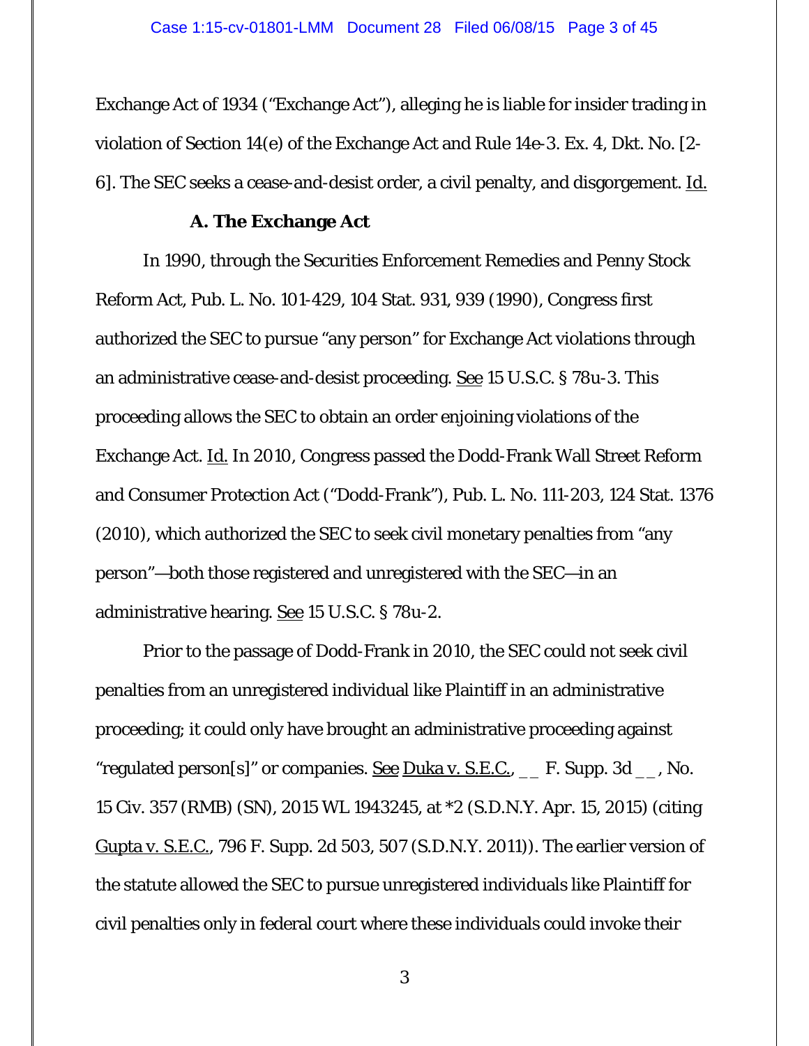Exchange Act of 1934 ("Exchange Act"), alleging he is liable for insider trading in violation of Section 14(e) of the Exchange Act and Rule 14e-3. Ex. 4, Dkt. No. [2-6]. The SEC seeks a cease-and-desist order, a civil penalty, and disgorgement. Id.

### A. The Exchange Act

In 1990, through the Securities Enforcement Remedies and Penny Stock Reform Act, Pub. L. No. 101-429, 104 Stat. 931, 939 (1990), Congress first authorized the SEC to pursue "any person" for Exchange Act violations through an administrative cease-and-desist proceeding. See 15 U.S.C. § 78u-3. This proceeding allows the SEC to obtain an order enjoining violations of the Exchange Act. Id. In 2010, Congress passed the Dodd-Frank Wall Street Reform and Consumer Protection Act ("Dodd-Frank"), Pub. L. No. 111-203, 124 Stat. 1376 (2010), which authorized the SEC to seek civil monetary penalties from "any person"—both those registered and unregistered with the SEC—in an administrative hearing. See 15 U.S.C. § 78u-2.

Prior to the passage of Dodd-Frank in 2010, the SEC could not seek civil penalties from an unregistered individual like Plaintiff in an administrative proceeding; it could only have brought an administrative proceeding against "regulated person[s]" or companies. See Duka v. S.E.C., __ F. Supp. 3d __, No. 15 Civ. 357 (RMB) (SN), 2015 WL 1943245, at *2 (S.D.N.Y. Apr. 15, 2015) (citing Gupta v. S.E.C., 796 F. Supp. 2d 503, 507 (S.D.N.Y. 2011)). The earlier version of the statute allowed the SEC to pursue unregistered individuals like Plaintiff for civil penalties only in federal court where these individuals could invoke their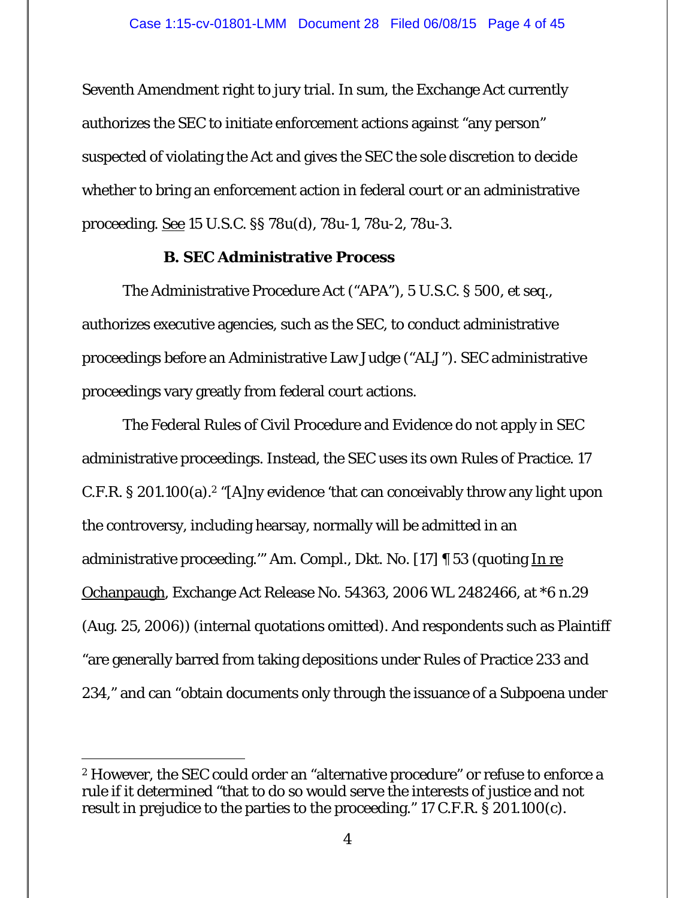Seventh Amendment right to jury trial. In sum, the Exchange Act currently authorizes the SEC to initiate enforcement actions against "any person" suspected of violating the Act and gives the SEC the sole discretion to decide whether to bring an enforcement action in federal court or an administrative proceeding. See 15 U.S.C. §§ 78u(d), 78u-1, 78u-2, 78u-3.

### B. SEC Administrative Process

The Administrative Procedure Act ("APA"), 5 U.S.C. § 500, et seq., authorizes executive agencies, such as the SEC, to conduct administrative proceedings before an Administrative Law Judge ("ALJ"). SEC administrative proceedings vary greatly from federal court actions.

The Federal Rules of Civil Procedure and Evidence do not apply in SEC administrative proceedings. Instead, the SEC uses its own Rules of Practice. 17 C.F.R. § 201.100(a).[2] "[A]ny evidence 'that can conceivably throw any light upon the controversy, including hearsay, normally will be admitted in an administrative proceeding.'" Am. Compl., Dkt. No. [17] ¶ 53 (quoting In re Ochanpaugh, Exchange Act Release No. 54363, 2006 WL 2482466, at *6 n.29 (Aug. 25, 2006)) (internal quotations omitted). And respondents such as Plaintiff "are generally barred from taking depositions under Rules of Practice 233 and 234," and can "obtain documents only through the issuance of a Subpoena under

---

[2] However, the SEC could order an "alternative procedure" or refuse to enforce a rule if it determined "that to do so would serve the interests of justice and not result in prejudice to the parties to the proceeding." 17 C.F.R. § 201.100(c).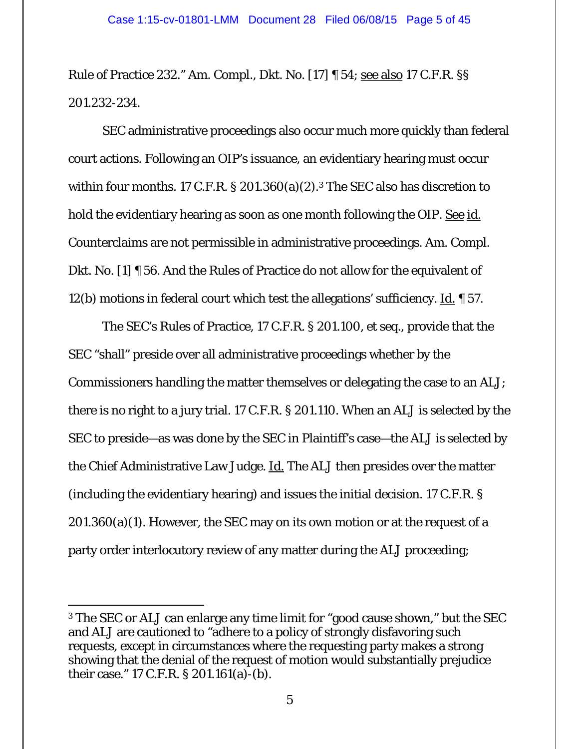Rule of Practice 232." Am. Compl., Dkt. No. [17] ¶ 54; see also 17 C.F.R. §§ 201.232-234.

SEC administrative proceedings also occur much more quickly than federal court actions. Following an OIP's issuance, an evidentiary hearing must occur within four months. 17 C.F.R. § 201.360(a)(2).[3] The SEC also has discretion to hold the evidentiary hearing as soon as one month following the OIP. See id. Counterclaims are not permissible in administrative proceedings. Am. Compl. Dkt. No. [1] ¶ 56. And the Rules of Practice do not allow for the equivalent of 12(b) motions in federal court which test the allegations' sufficiency. Id. ¶ 57.

The SEC's Rules of Practice, 17 C.F.R. § 201.100, et seq., provide that the SEC "shall" preside over all administrative proceedings whether by the Commissioners handling the matter themselves or delegating the case to an ALJ; there is no right to a jury trial. 17 C.F.R. § 201.110. When an ALJ is selected by the SEC to preside—as was done by the SEC in Plaintiff's case—the ALJ is selected by the Chief Administrative Law Judge. Id. The ALJ then presides over the matter (including the evidentiary hearing) and issues the initial decision. 17 C.F.R. § 201.360(a)(1). However, the SEC may on its own motion or at the request of a party order interlocutory review of any matter during the ALJ proceeding;

[3] The SEC or ALJ can enlarge any time limit for "good cause shown," but the SEC and ALJ are cautioned to "adhere to a policy of strongly disfavoring such requests, except in circumstances where the requesting party makes a strong showing that the denial of the request of motion would substantially prejudice their case." 17 C.F.R. § 201.161(a)-(b).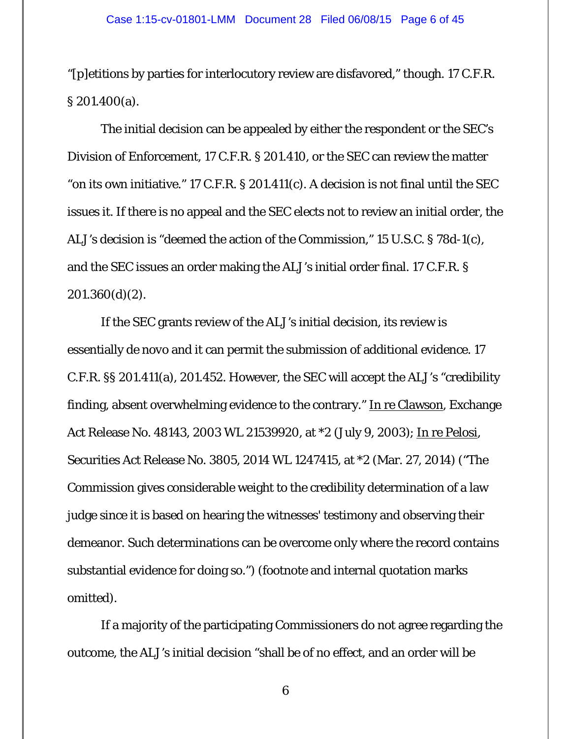"[p]etitions by parties for interlocutory review are disfavored," though. 17 C.F.R. § 201.400(a).

The initial decision can be appealed by either the respondent or the SEC's Division of Enforcement, 17 C.F.R. § 201.410, or the SEC can review the matter "on its own initiative." 17 C.F.R. § 201.411(c). A decision is not final until the SEC issues it. If there is no appeal and the SEC elects not to review an initial order, the ALJ's decision is "deemed the action of the Commission," 15 U.S.C. § 78d-1(c), and the SEC issues an order making the ALJ's initial order final. 17 C.F.R. § 201.360(d)(2).

If the SEC grants review of the ALJ's initial decision, its review is essentially de novo and it can permit the submission of additional evidence. 17 C.F.R. §§ 201.411(a), 201.452. However, the SEC will accept the ALJ's "credibility finding, absent overwhelming evidence to the contrary." In re Clawson, Exchange Act Release No. 48143, 2003 WL 21539920, at *2 (July 9, 2003); In re Pelosi, Securities Act Release No. 3805, 2014 WL 1247415, at *2 (Mar. 27, 2014) ("The Commission gives considerable weight to the credibility determination of a law judge since it is based on hearing the witnesses' testimony and observing their demeanor. Such determinations can be overcome only where the record contains substantial evidence for doing so.") (footnote and internal quotation marks omitted).

If a majority of the participating Commissioners do not agree regarding the outcome, the ALJ's initial decision "shall be of no effect, and an order will be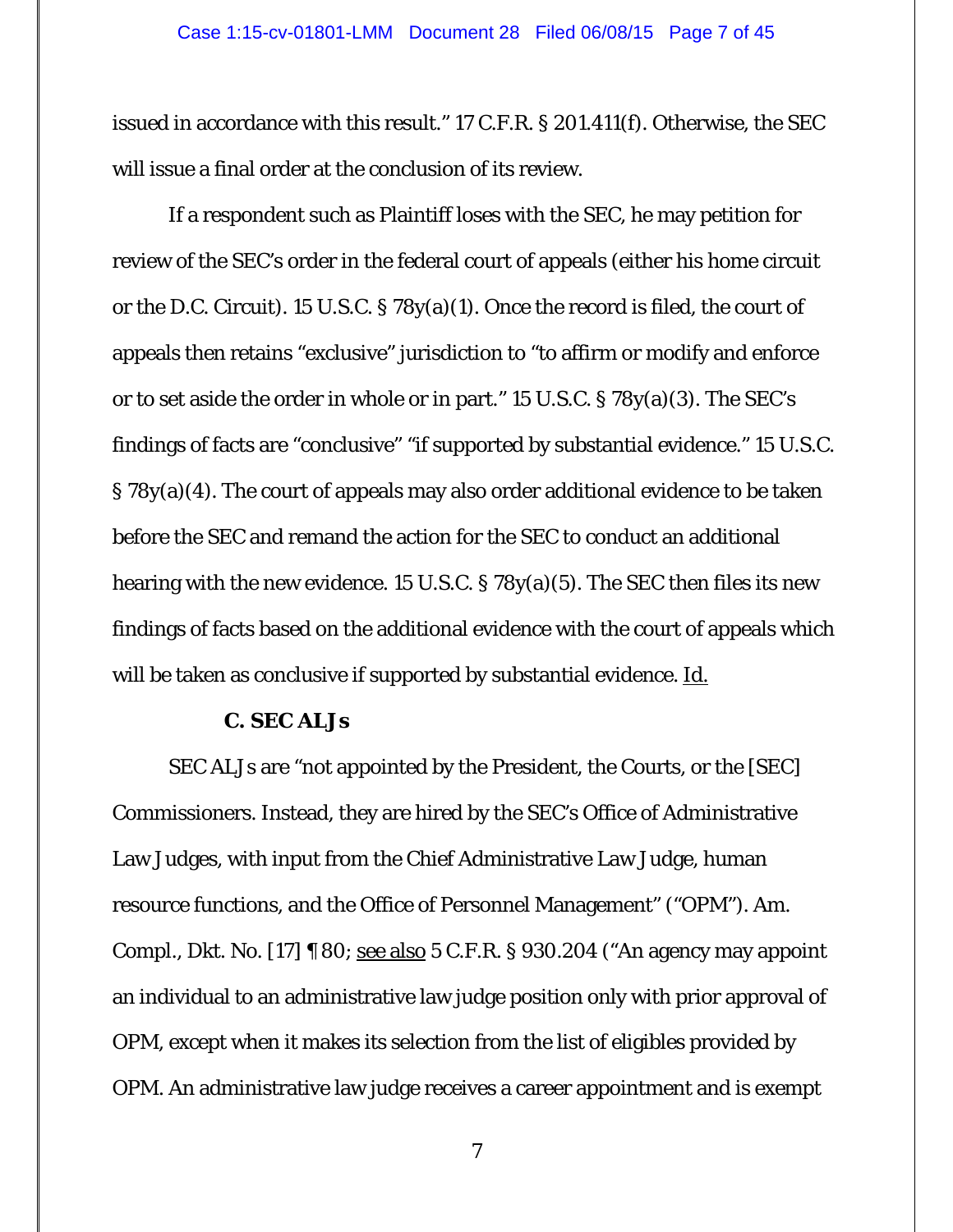issued in accordance with this result." 17 C.F.R. § 201.411(f). Otherwise, the SEC will issue a final order at the conclusion of its review.

If a respondent such as Plaintiff loses with the SEC, he may petition for review of the SEC's order in the federal court of appeals (either his home circuit or the D.C. Circuit). 15 U.S.C. § 78y(a)(1). Once the record is filed, the court of appeals then retains "exclusive" jurisdiction to "to affirm or modify and enforce or to set aside the order in whole or in part." 15 U.S.C. § 78y(a)(3). The SEC's findings of facts are "conclusive" "if supported by substantial evidence." 15 U.S.C. § 78y(a)(4). The court of appeals may also order additional evidence to be taken before the SEC and remand the action for the SEC to conduct an additional hearing with the new evidence. 15 U.S.C. § 78y(a)(5). The SEC then files its new findings of facts based on the additional evidence with the court of appeals which will be taken as conclusive if supported by substantial evidence. Id.

### C. SEC ALJs

SEC ALJs are "not appointed by the President, the Courts, or the [SEC] Commissioners. Instead, they are hired by the SEC's Office of Administrative Law Judges, with input from the Chief Administrative Law Judge, human resource functions, and the Office of Personnel Management" ("OPM"). Am. Compl., Dkt. No. [17] ¶ 80; see also 5 C.F.R. § 930.204 ("An agency may appoint an individual to an administrative law judge position only with prior approval of OPM, except when it makes its selection from the list of eligibles provided by OPM. An administrative law judge receives a career appointment and is exempt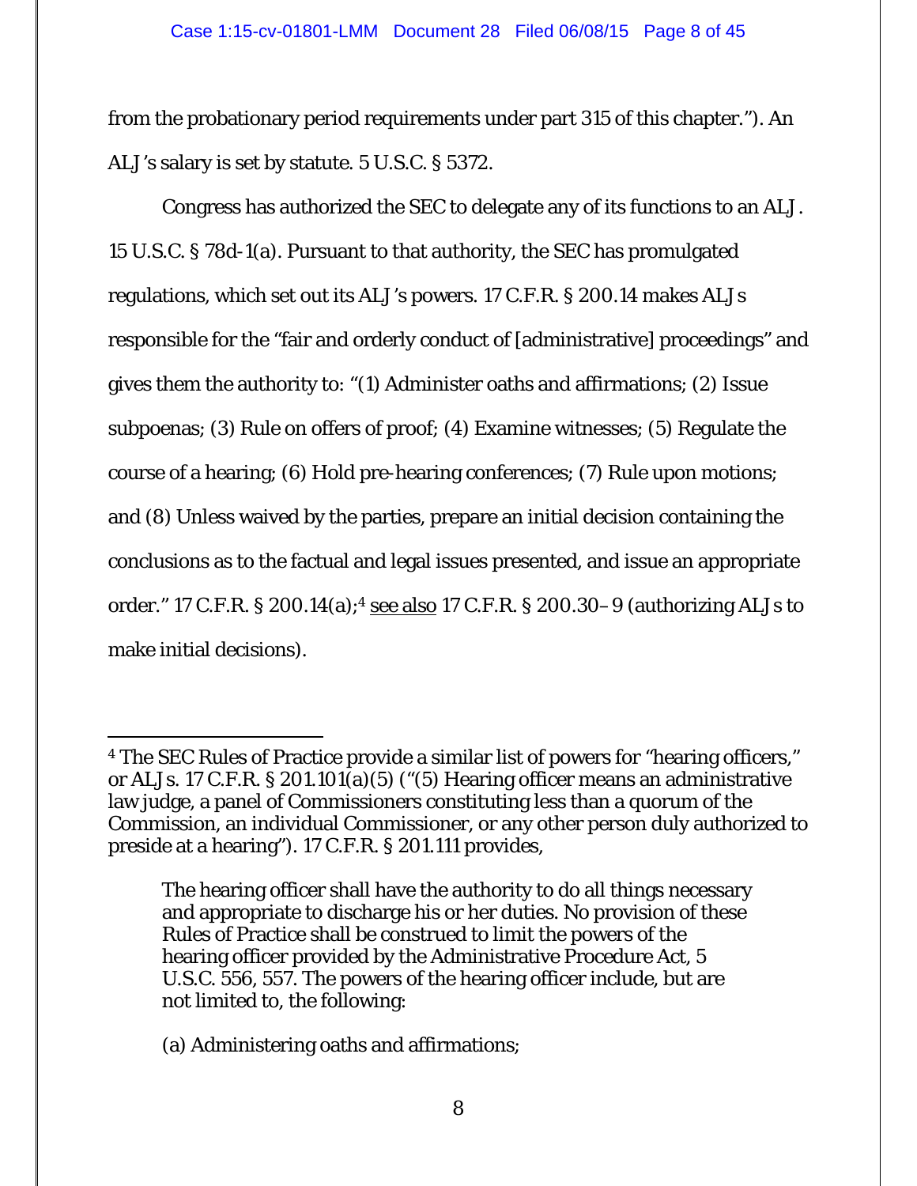from the probationary period requirements under part 315 of this chapter."). An ALJ's salary is set by statute. 5 U.S.C. § 5372.

Congress has authorized the SEC to delegate any of its functions to an ALJ. 15 U.S.C. § 78d-1(a). Pursuant to that authority, the SEC has promulgated regulations, which set out its ALJ's powers. 17 C.F.R. § 200.14 makes ALJs responsible for the "fair and orderly conduct of [administrative] proceedings" and gives them the authority to: "(1) Administer oaths and affirmations; (2) Issue subpoenas; (3) Rule on offers of proof; (4) Examine witnesses; (5) Regulate the course of a hearing; (6) Hold pre-hearing conferences; (7) Rule upon motions; and (8) Unless waived by the parties, prepare an initial decision containing the conclusions as to the factual and legal issues presented, and issue an appropriate order." 17 C.F.R. § 200.14(a);[4] see also 17 C.F.R. § 200.30–9 (authorizing ALJs to make initial decisions).

---

[4] The SEC Rules of Practice provide a similar list of powers for "hearing officers," or ALJs. 17 C.F.R. § 201.101(a)(5) ("(5) Hearing officer means an administrative law judge, a panel of Commissioners constituting less than a quorum of the Commission, an individual Commissioner, or any other person duly authorized to preside at a hearing"). 17 C.F.R. § 201.111 provides,

> The hearing officer shall have the authority to do all things necessary and appropriate to discharge his or her duties. No provision of these Rules of Practice shall be construed to limit the powers of the hearing officer provided by the Administrative Procedure Act, 5 U.S.C. 556, 557. The powers of the hearing officer include, but are not limited to, the following:
>
> (a) Administering oaths and affirmations;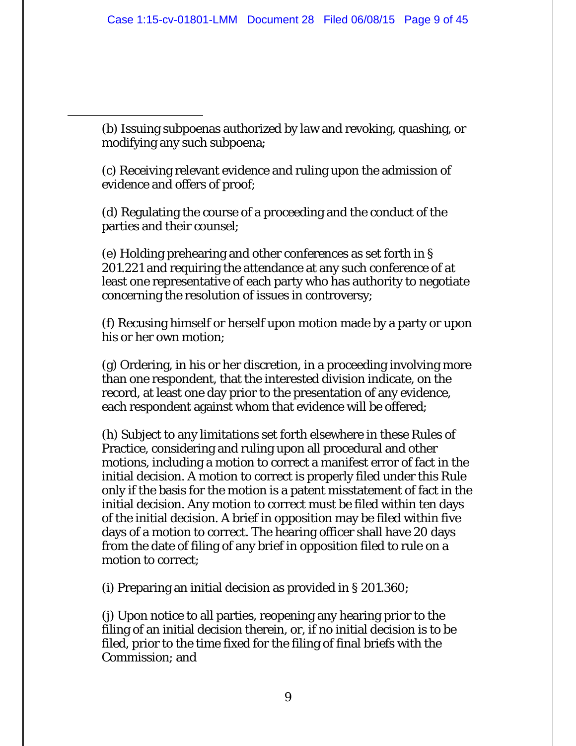(b) Issuing subpoenas authorized by law and revoking, quashing, or modifying any such subpoena;

(c) Receiving relevant evidence and ruling upon the admission of evidence and offers of proof;

(d) Regulating the course of a proceeding and the conduct of the parties and their counsel;

(e) Holding prehearing and other conferences as set forth in § 201.221 and requiring the attendance at any such conference of at least one representative of each party who has authority to negotiate concerning the resolution of issues in controversy;

(f) Recusing himself or herself upon motion made by a party or upon his or her own motion;

(g) Ordering, in his or her discretion, in a proceeding involving more than one respondent, that the interested division indicate, on the record, at least one day prior to the presentation of any evidence, each respondent against whom that evidence will be offered;

(h) Subject to any limitations set forth elsewhere in these Rules of Practice, considering and ruling upon all procedural and other motions, including a motion to correct a manifest error of fact in the initial decision. A motion to correct is properly filed under this Rule only if the basis for the motion is a patent misstatement of fact in the initial decision. Any motion to correct must be filed within ten days of the initial decision. A brief in opposition may be filed within five days of a motion to correct. The hearing officer shall have 20 days from the date of filing of any brief in opposition filed to rule on a motion to correct;

(i) Preparing an initial decision as provided in § 201.360;

(j) Upon notice to all parties, reopening any hearing prior to the filing of an initial decision therein, or, if no initial decision is to be filed, prior to the time fixed for the filing of final briefs with the Commission; and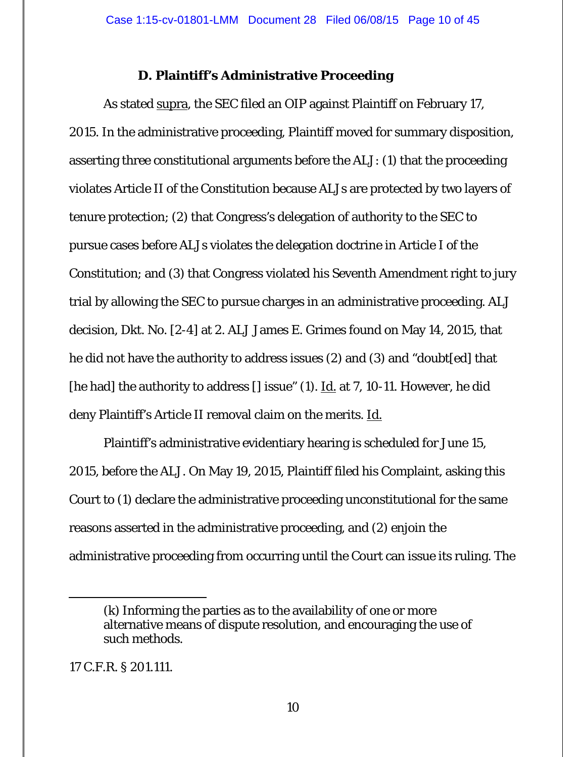### D. Plaintiff's Administrative Proceeding

As stated supra, the SEC filed an OIP against Plaintiff on February 17, 2015. In the administrative proceeding, Plaintiff moved for summary disposition, asserting three constitutional arguments before the ALJ: (1) that the proceeding violates Article II of the Constitution because ALJs are protected by two layers of tenure protection; (2) that Congress's delegation of authority to the SEC to pursue cases before ALJs violates the delegation doctrine in Article I of the Constitution; and (3) that Congress violated his Seventh Amendment right to jury trial by allowing the SEC to pursue charges in an administrative proceeding. ALJ decision, Dkt. No. [2-4] at 2. ALJ James E. Grimes found on May 14, 2015, that he did not have the authority to address issues (2) and (3) and "doubt[ed] that [he had] the authority to address [] issue" (1). Id. at 7, 10-11. However, he did deny Plaintiff's Article II removal claim on the merits. Id.

Plaintiff's administrative evidentiary hearing is scheduled for June 15, 2015, before the ALJ. On May 19, 2015, Plaintiff filed his Complaint, asking this Court to (1) declare the administrative proceeding unconstitutional for the same reasons asserted in the administrative proceeding, and (2) enjoin the administrative proceeding from occurring until the Court can issue its ruling. The

---

> (k) Informing the parties as to the availability of one or more alternative means of dispute resolution, and encouraging the use of such methods.

17 C.F.R. § 201.111.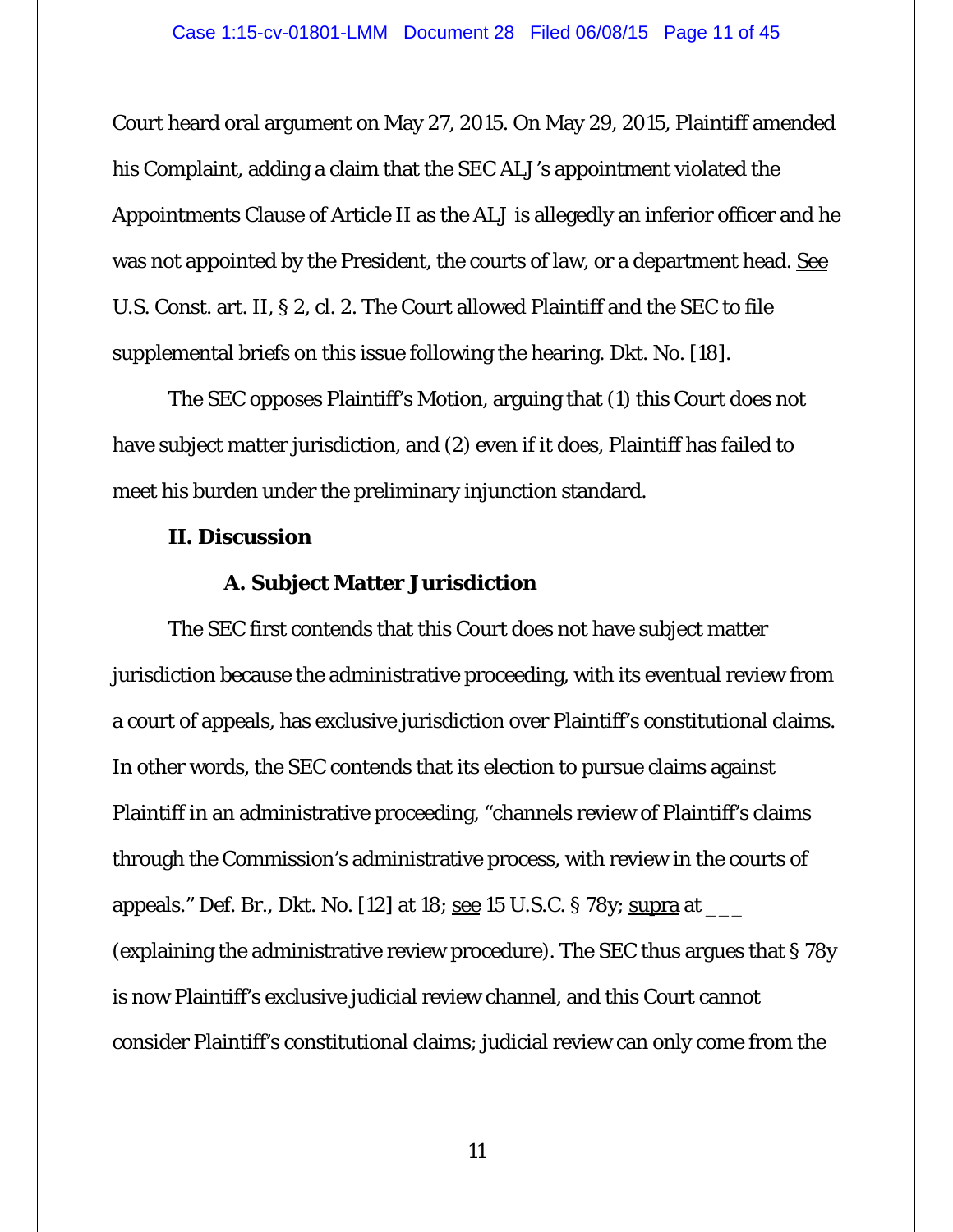Court heard oral argument on May 27, 2015. On May 29, 2015, Plaintiff amended his Complaint, adding a claim that the SEC ALJ's appointment violated the Appointments Clause of Article II as the ALJ is allegedly an inferior officer and he was not appointed by the President, the courts of law, or a department head. See U.S. Const. art. II, § 2, cl. 2. The Court allowed Plaintiff and the SEC to file supplemental briefs on this issue following the hearing. Dkt. No. [18].

The SEC opposes Plaintiff's Motion, arguing that (1) this Court does not have subject matter jurisdiction, and (2) even if it does, Plaintiff has failed to meet his burden under the preliminary injunction standard.

## II. Discussion

### A. Subject Matter Jurisdiction

The SEC first contends that this Court does not have subject matter jurisdiction because the administrative proceeding, with its eventual review from a court of appeals, has exclusive jurisdiction over Plaintiff's constitutional claims. In other words, the SEC contends that its election to pursue claims against Plaintiff in an administrative proceeding, "channels review of Plaintiff's claims through the Commission's administrative process, with review in the courts of appeals." Def. Br., Dkt. No. [12] at 18; see 15 U.S.C. § 78y; supra at ___ (explaining the administrative review procedure). The SEC thus argues that § 78y is now Plaintiff's exclusive judicial review channel, and this Court cannot consider Plaintiff's constitutional claims; judicial review can only come from the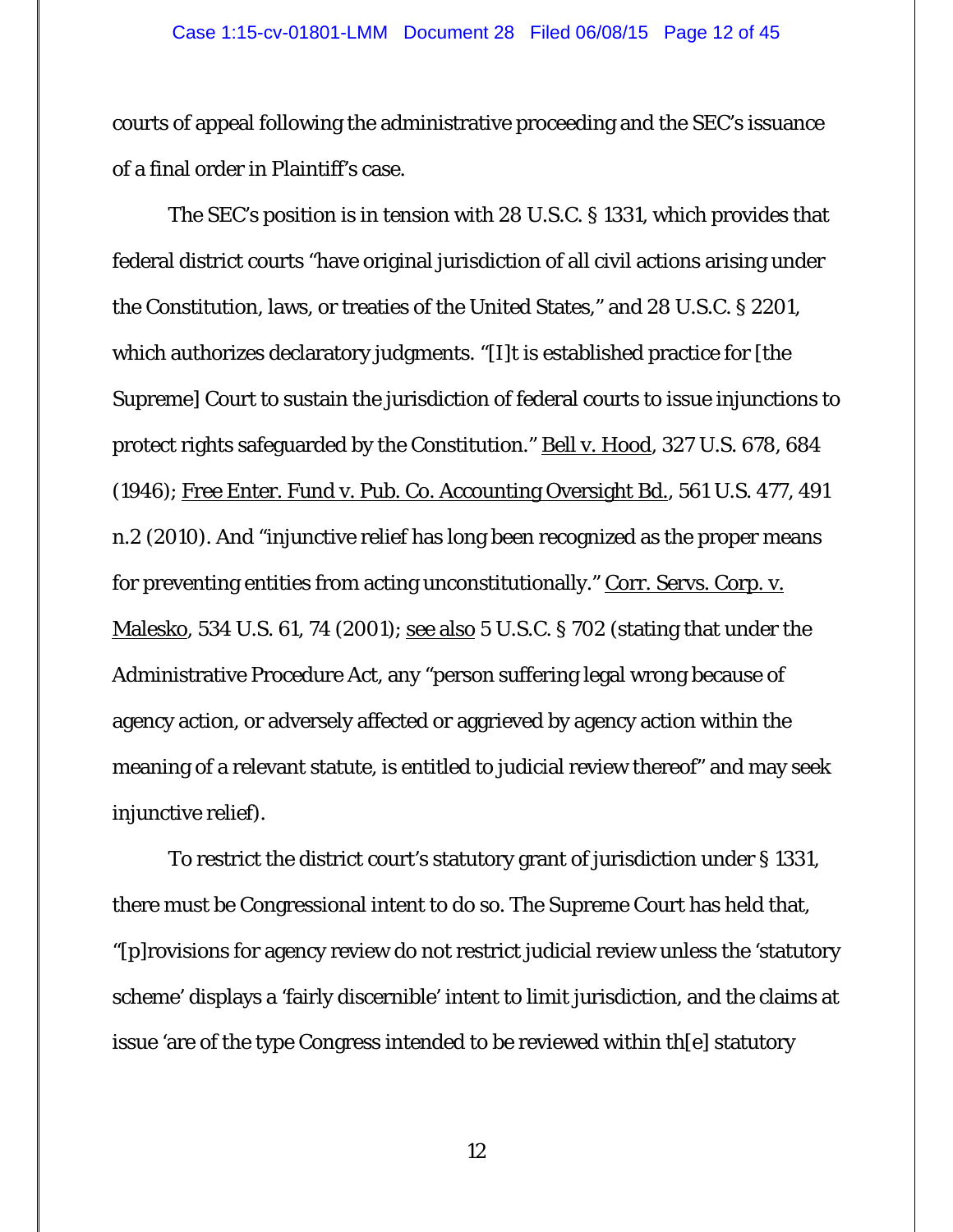courts of appeal following the administrative proceeding and the SEC's issuance of a final order in Plaintiff's case.

The SEC's position is in tension with 28 U.S.C. § 1331, which provides that federal district courts "have original jurisdiction of all civil actions arising under the Constitution, laws, or treaties of the United States," and 28 U.S.C. § 2201, which authorizes declaratory judgments. "[I]t is established practice for [the Supreme] Court to sustain the jurisdiction of federal courts to issue injunctions to protect rights safeguarded by the Constitution." Bell v. Hood, 327 U.S. 678, 684 (1946); Free Enter. Fund v. Pub. Co. Accounting Oversight Bd., 561 U.S. 477, 491 n.2 (2010). And "injunctive relief has long been recognized as the proper means for preventing entities from acting unconstitutionally." Corr. Servs. Corp. v. Malesko, 534 U.S. 61, 74 (2001); see also 5 U.S.C. § 702 (stating that under the Administrative Procedure Act, any "person suffering legal wrong because of agency action, or adversely affected or aggrieved by agency action within the meaning of a relevant statute, is entitled to judicial review thereof" and may seek injunctive relief).

To restrict the district court's statutory grant of jurisdiction under § 1331, there must be Congressional intent to do so. The Supreme Court has held that, "[p]rovisions for agency review do not restrict judicial review unless the 'statutory scheme' displays a 'fairly discernible' intent to limit jurisdiction, and the claims at issue 'are of the type Congress intended to be reviewed within th[e] statutory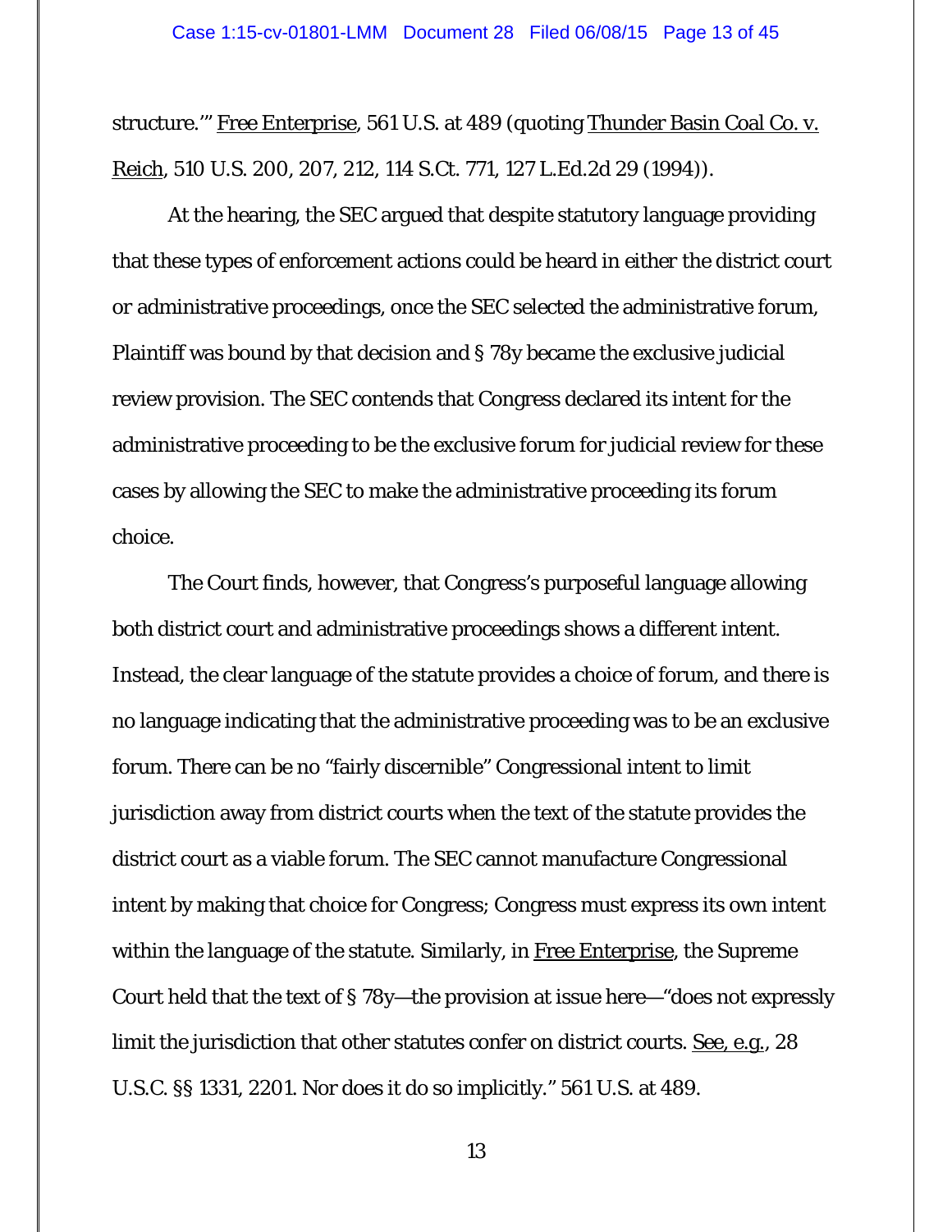structure.'" Free Enterprise, 561 U.S. at 489 (quoting Thunder Basin Coal Co. v. Reich, 510 U.S. 200, 207, 212, 114 S.Ct. 771, 127 L.Ed.2d 29 (1994)).

At the hearing, the SEC argued that despite statutory language providing that these types of enforcement actions could be heard in either the district court or administrative proceedings, once the SEC selected the administrative forum, Plaintiff was bound by that decision and § 78y became the exclusive judicial review provision. The SEC contends that Congress declared its intent for the administrative proceeding to be the exclusive forum for judicial review for these cases by allowing the SEC to make the administrative proceeding its forum choice.

The Court finds, however, that Congress's purposeful language allowing both district court and administrative proceedings shows a different intent. Instead, the clear language of the statute provides a choice of forum, and there is no language indicating that the administrative proceeding was to be an exclusive forum. There can be no "fairly discernible" Congressional intent to limit jurisdiction away from district courts when the text of the statute provides the district court as a viable forum. The SEC cannot manufacture Congressional intent by making that choice for Congress; Congress must express its own intent within the language of the statute. Similarly, in Free Enterprise, the Supreme Court held that the text of § 78y—the provision at issue here—"does not expressly limit the jurisdiction that other statutes confer on district courts. See, e.g., 28 U.S.C. §§ 1331, 2201. Nor does it do so implicitly." 561 U.S. at 489.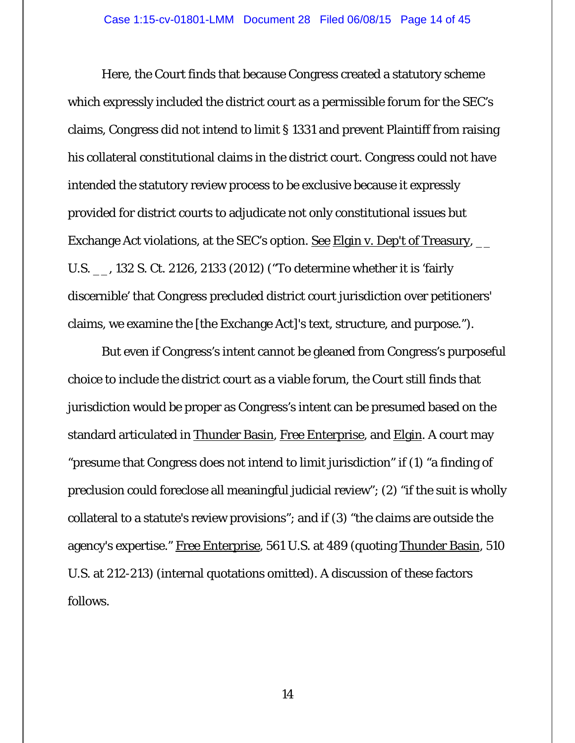Here, the Court finds that because Congress created a statutory scheme which expressly included the district court as a permissible forum for the SEC's claims, Congress did not intend to limit § 1331 and prevent Plaintiff from raising his collateral constitutional claims in the district court. Congress could not have intended the statutory review process to be exclusive because it expressly provided for district courts to adjudicate not only constitutional issues but Exchange Act violations, at the SEC's option. See Elgin v. Dep't of Treasury, __ U.S. __, 132 S. Ct. 2126, 2133 (2012) ("To determine whether it is 'fairly discernible' that Congress precluded district court jurisdiction over petitioners' claims, we examine the [the Exchange Act]'s text, structure, and purpose.").

But even if Congress's intent cannot be gleaned from Congress's purposeful choice to include the district court as a viable forum, the Court still finds that jurisdiction would be proper as Congress's intent can be presumed based on the standard articulated in Thunder Basin, Free Enterprise, and Elgin. A court may "presume that Congress does not intend to limit jurisdiction" if (1) "a finding of preclusion could foreclose all meaningful judicial review"; (2) "if the suit is wholly collateral to a statute's review provisions"; and if (3) "the claims are outside the agency's expertise." Free Enterprise, 561 U.S. at 489 (quoting Thunder Basin, 510 U.S. at 212-213) (internal quotations omitted). A discussion of these factors follows.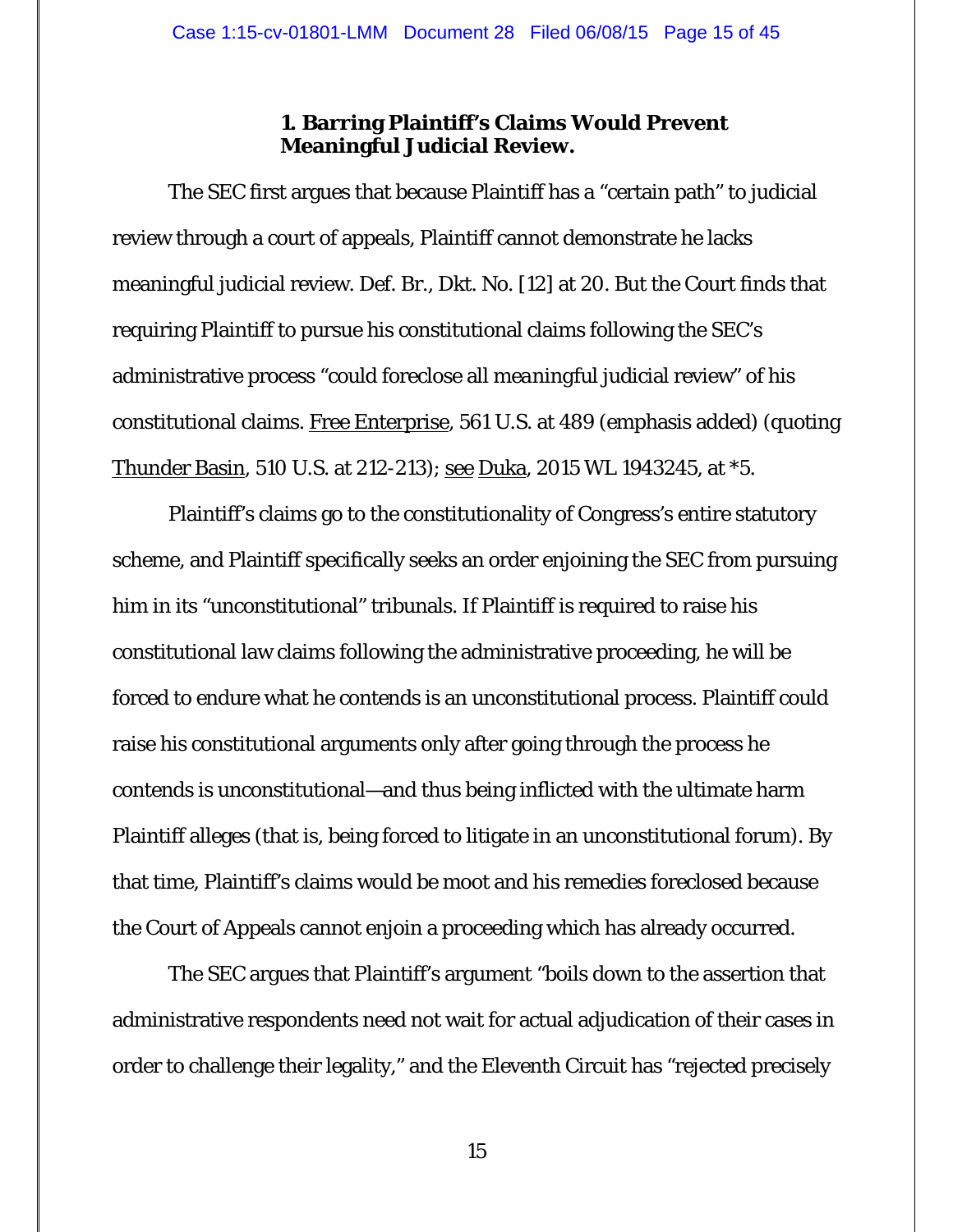### 1. Barring Plaintiff's Claims Would Prevent Meaningful Judicial Review.

The SEC first argues that because Plaintiff has a "certain path" to judicial review through a court of appeals, Plaintiff cannot demonstrate he lacks meaningful judicial review. Def. Br., Dkt. No. [12] at 20. But the Court finds that requiring Plaintiff to pursue his constitutional claims following the SEC's administrative process "could foreclose *all meaningful* judicial review" of his constitutional claims. Free Enterprise, 561 U.S. at 489 (emphasis added) (quoting Thunder Basin, 510 U.S. at 212-213); see Duka, 2015 WL 1943245, at *5.

Plaintiff's claims go to the constitutionality of Congress's entire statutory scheme, and Plaintiff specifically seeks an order enjoining the SEC from pursuing him in its "unconstitutional" tribunals. If Plaintiff is required to raise his constitutional law claims following the administrative proceeding, he will be forced to endure what he contends is an unconstitutional process. Plaintiff could raise his constitutional arguments only after going through the process he contends is unconstitutional—and thus being inflicted with the ultimate harm Plaintiff alleges (that is, being forced to litigate in an unconstitutional forum). By that time, Plaintiff's claims would be moot and his remedies foreclosed because the Court of Appeals cannot enjoin a proceeding which has already occurred.

The SEC argues that Plaintiff's argument "boils down to the assertion that administrative respondents need not wait for actual adjudication of their cases in order to challenge their legality," and the Eleventh Circuit has "rejected precisely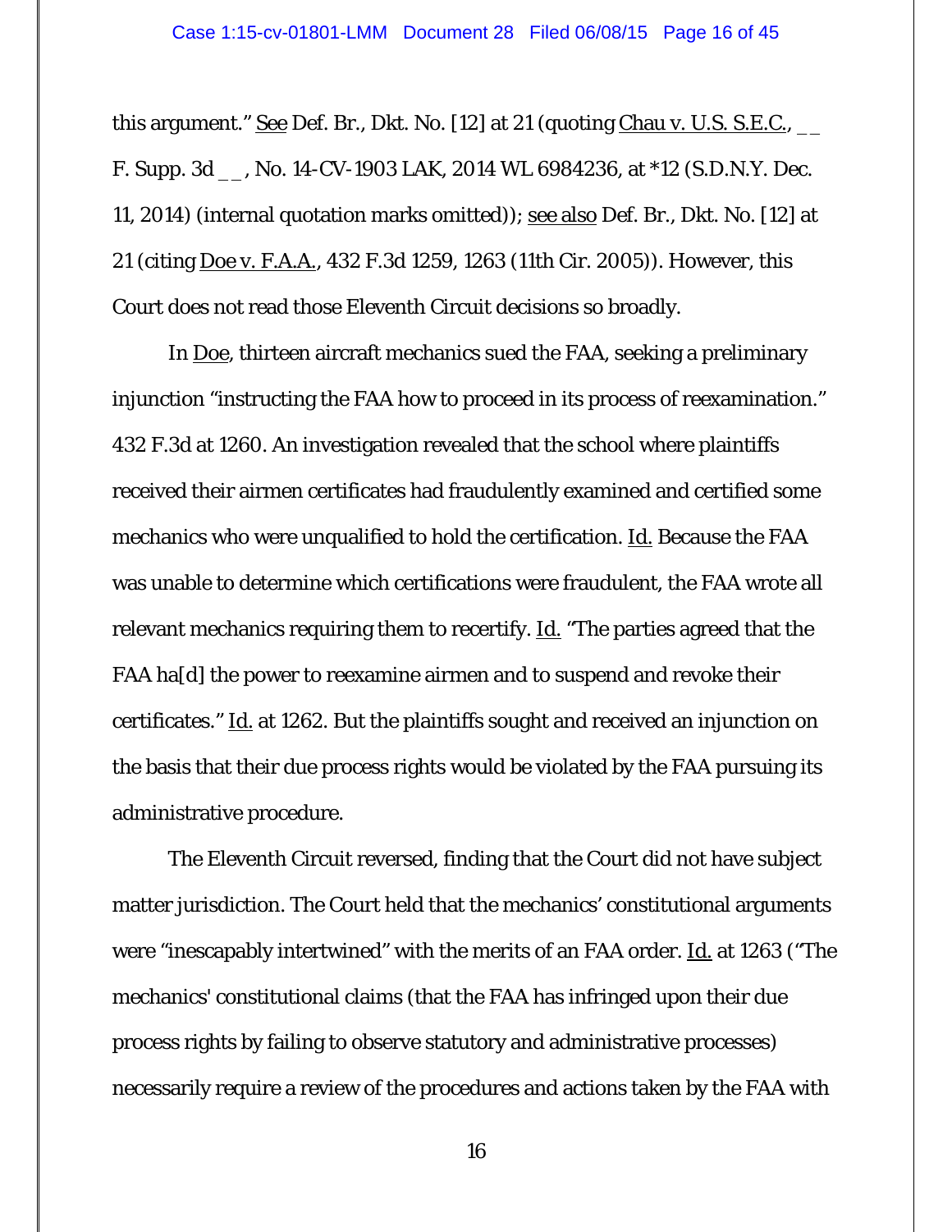this argument." See Def. Br., Dkt. No. [12] at 21 (quoting Chau v. U.S. S.E.C., __ F. Supp. 3d __, No. 14-CV-1903 LAK, 2014 WL 6984236, at *12 (S.D.N.Y. Dec. 11, 2014) (internal quotation marks omitted)); see also Def. Br., Dkt. No. [12] at 21 (citing Doe v. F.A.A., 432 F.3d 1259, 1263 (11th Cir. 2005)). However, this Court does not read those Eleventh Circuit decisions so broadly.

In Doe, thirteen aircraft mechanics sued the FAA, seeking a preliminary injunction "instructing the FAA how to proceed in its process of reexamination." 432 F.3d at 1260. An investigation revealed that the school where plaintiffs received their airmen certificates had fraudulently examined and certified some mechanics who were unqualified to hold the certification. Id. Because the FAA was unable to determine which certifications were fraudulent, the FAA wrote all relevant mechanics requiring them to recertify. Id. "The parties agreed that the FAA ha[d] the power to reexamine airmen and to suspend and revoke their certificates." Id. at 1262. But the plaintiffs sought and received an injunction on the basis that their due process rights would be violated by the FAA pursuing its administrative procedure.

The Eleventh Circuit reversed, finding that the Court did not have subject matter jurisdiction. The Court held that the mechanics' constitutional arguments were "inescapably intertwined" with the merits of an FAA order. Id. at 1263 ("The mechanics' constitutional claims (that the FAA has infringed upon their due process rights by failing to observe statutory and administrative processes) necessarily require a review of the procedures and actions taken by the FAA with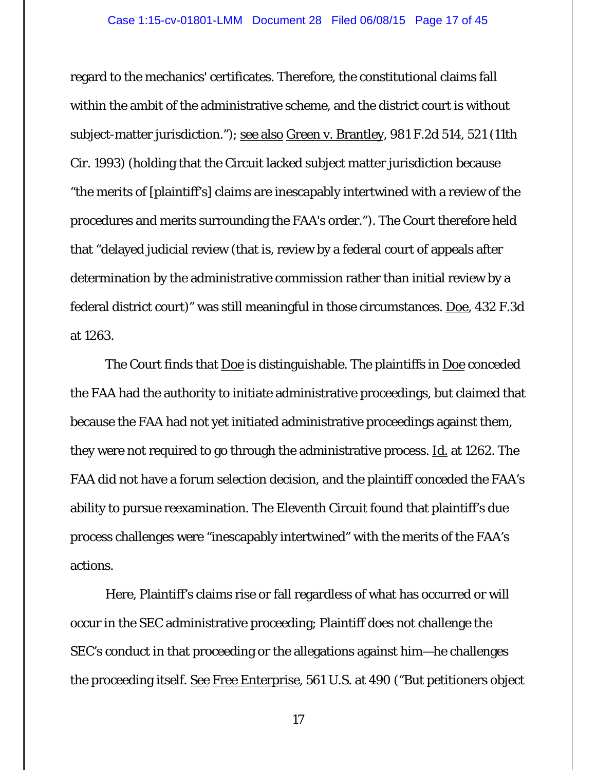regard to the mechanics' certificates. Therefore, the constitutional claims fall within the ambit of the administrative scheme, and the district court is without subject-matter jurisdiction."); see also Green v. Brantley, 981 F.2d 514, 521 (11th Cir. 1993) (holding that the Circuit lacked subject matter jurisdiction because "the merits of [plaintiff's] claims are inescapably intertwined with a review of the procedures and merits surrounding the FAA's order."). The Court therefore held that "delayed judicial review (that is, review by a federal court of appeals after determination by the administrative commission rather than initial review by a federal district court)" was still meaningful in those circumstances. Doe, 432 F.3d at 1263.

The Court finds that Doe is distinguishable. The plaintiffs in Doe conceded the FAA had the authority to initiate administrative proceedings, but claimed that because the FAA had not yet initiated administrative proceedings against them, they were not required to go through the administrative process. Id. at 1262. The FAA did not have a forum selection decision, and the plaintiff conceded the FAA's ability to pursue reexamination. The Eleventh Circuit found that plaintiff's due process challenges were "inescapably intertwined" with the merits of the FAA's actions.

Here, Plaintiff's claims rise or fall regardless of what has occurred or will occur in the SEC administrative proceeding; Plaintiff does not challenge the SEC's conduct in that proceeding or the allegations against him—he challenges the proceeding itself. See Free Enterprise, 561 U.S. at 490 ("But petitioners object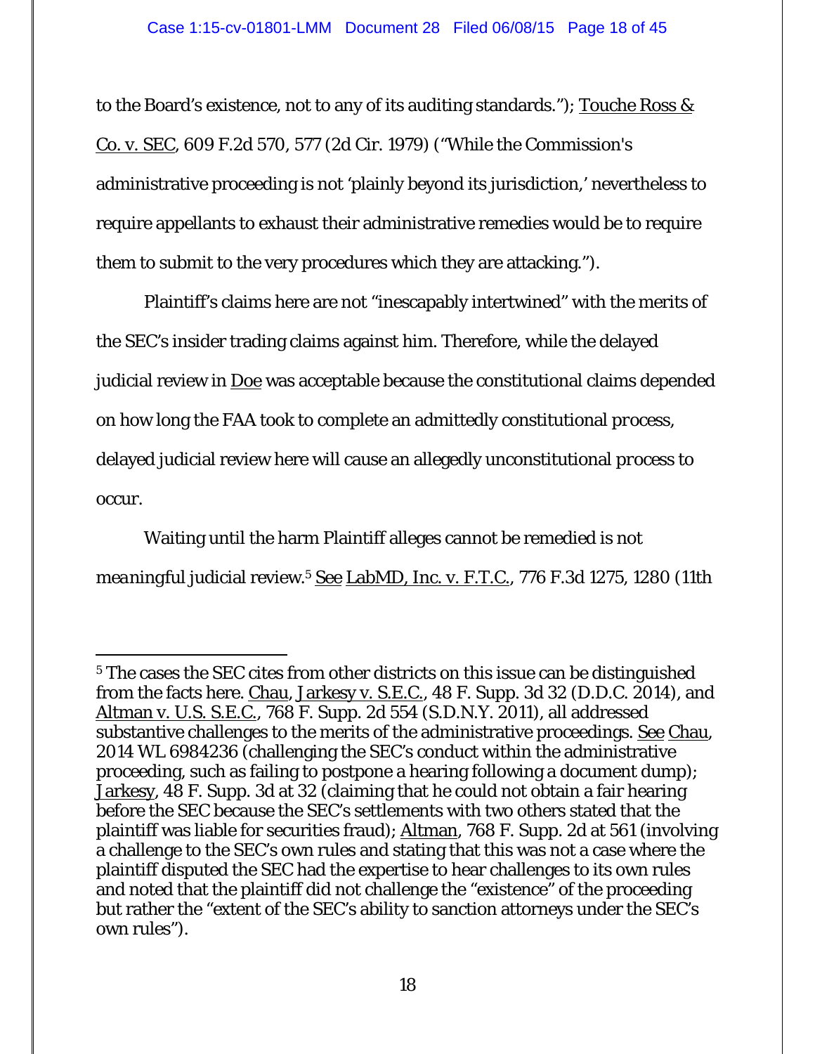to the Board's existence, not to any of its auditing standards."); Touche Ross & Co. v. SEC, 609 F.2d 570, 577 (2d Cir. 1979) ("While the Commission's administrative proceeding is not 'plainly beyond its jurisdiction,' nevertheless to require appellants to exhaust their administrative remedies would be to require them to submit to the very procedures which they are attacking.").

Plaintiff's claims here are not "inescapably intertwined" with the merits of the SEC's insider trading claims against him. Therefore, while the delayed judicial review in Doe was acceptable because the constitutional claims depended on how long the FAA took to complete an admittedly constitutional process, delayed judicial review here will cause an allegedly unconstitutional process to occur.

Waiting until the harm Plaintiff alleges cannot be remedied is not meaningful judicial review.[5] See LabMD, Inc. v. F.T.C., 776 F.3d 1275, 1280 (11th

---

[5] The cases the SEC cites from other districts on this issue can be distinguished from the facts here. Chau, Jarkesy v. S.E.C., 48 F. Supp. 3d 32 (D.D.C. 2014), and Altman v. U.S. S.E.C., 768 F. Supp. 2d 554 (S.D.N.Y. 2011), all addressed substantive challenges to the merits of the administrative proceedings. See Chau, 2014 WL 6984236 (challenging the SEC's conduct within the administrative proceeding, such as failing to postpone a hearing following a document dump); Jarkesy, 48 F. Supp. 3d at 32 (claiming that he could not obtain a fair hearing before the SEC because the SEC's settlements with two others stated that the plaintiff was liable for securities fraud); Altman, 768 F. Supp. 2d at 561 (involving a challenge to the SEC's own rules and stating that this was not a case where the plaintiff disputed the SEC had the expertise to hear challenges to its own rules and noted that the plaintiff did not challenge the "existence" of the proceeding but rather the "extent of the SEC's ability to sanction attorneys under the SEC's own rules").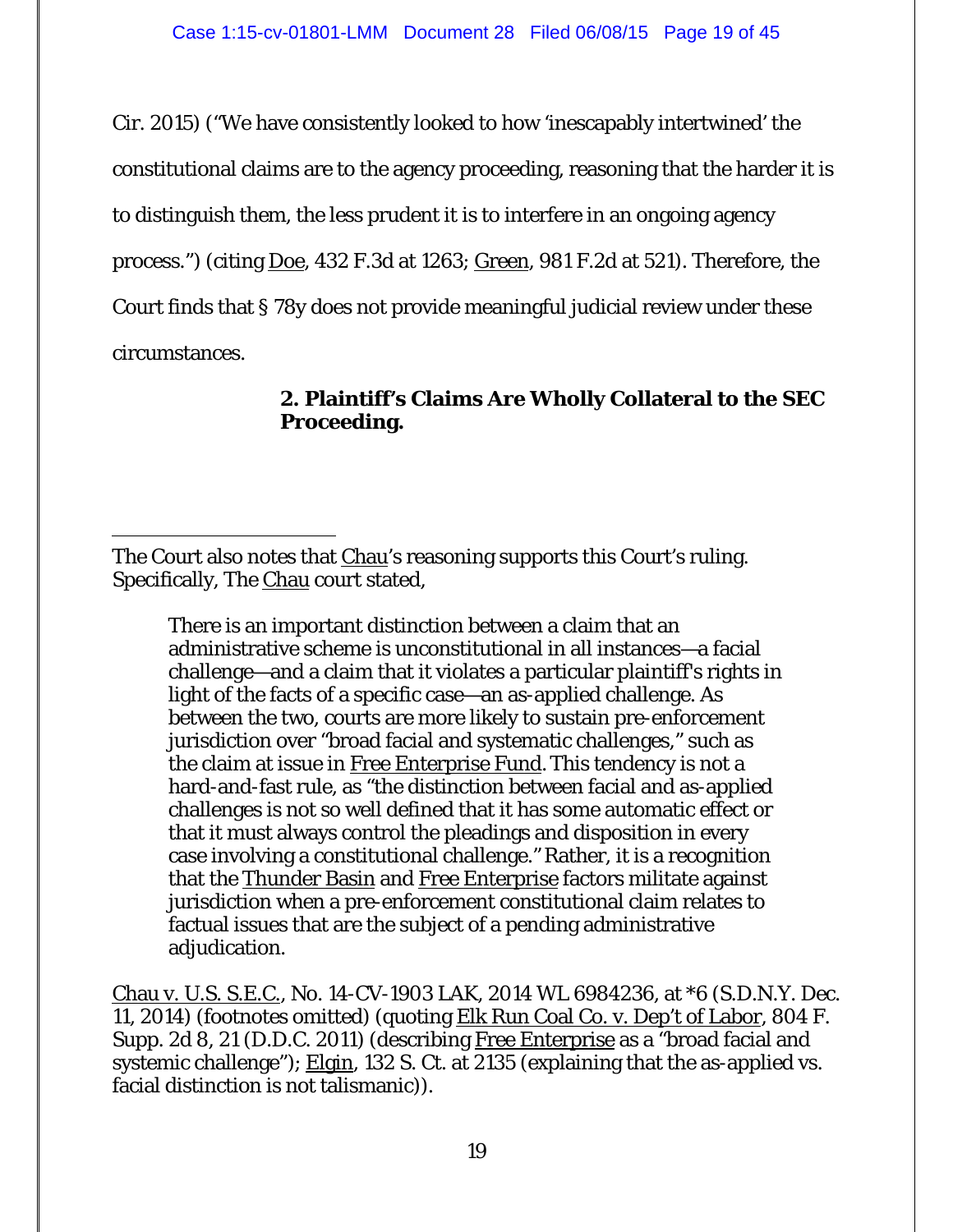Cir. 2015) ("We have consistently looked to how 'inescapably intertwined' the constitutional claims are to the agency proceeding, reasoning that the harder it is to distinguish them, the less prudent it is to interfere in an ongoing agency process.") (citing Doe, 432 F.3d at 1263; Green, 981 F.2d at 521). Therefore, the Court finds that § 78y does not provide meaningful judicial review under these circumstances.

**2. Plaintiff's Claims Are Wholly Collateral to the SEC Proceeding.**

---

The Court also notes that Chau's reasoning supports this Court's ruling. Specifically, The Chau court stated,

> There is an important distinction between a claim that an administrative scheme is unconstitutional in all instances—a facial challenge—and a claim that it violates a particular plaintiff's rights in light of the facts of a specific case—an as-applied challenge. As between the two, courts are more likely to sustain pre-enforcement jurisdiction over "broad facial and systematic challenges," such as the claim at issue in Free Enterprise Fund. This tendency is not a hard-and-fast rule, as "the distinction between facial and as-applied challenges is not so well defined that it has some automatic effect or that it must always control the pleadings and disposition in every case involving a constitutional challenge." Rather, it is a recognition that the Thunder Basin and Free Enterprise factors militate against jurisdiction when a pre-enforcement constitutional claim relates to factual issues that are the subject of a pending administrative adjudication.

Chau v. U.S. S.E.C., No. 14-CV-1903 LAK, 2014 WL 6984236, at *6 (S.D.N.Y. Dec. 11, 2014) (footnotes omitted) (quoting Elk Run Coal Co. v. Dep't of Labor, 804 F. Supp. 2d 8, 21 (D.D.C. 2011) (describing Free Enterprise as a "broad facial and systemic challenge"); Elgin, 132 S. Ct. at 2135 (explaining that the as-applied vs. facial distinction is not talismanic)).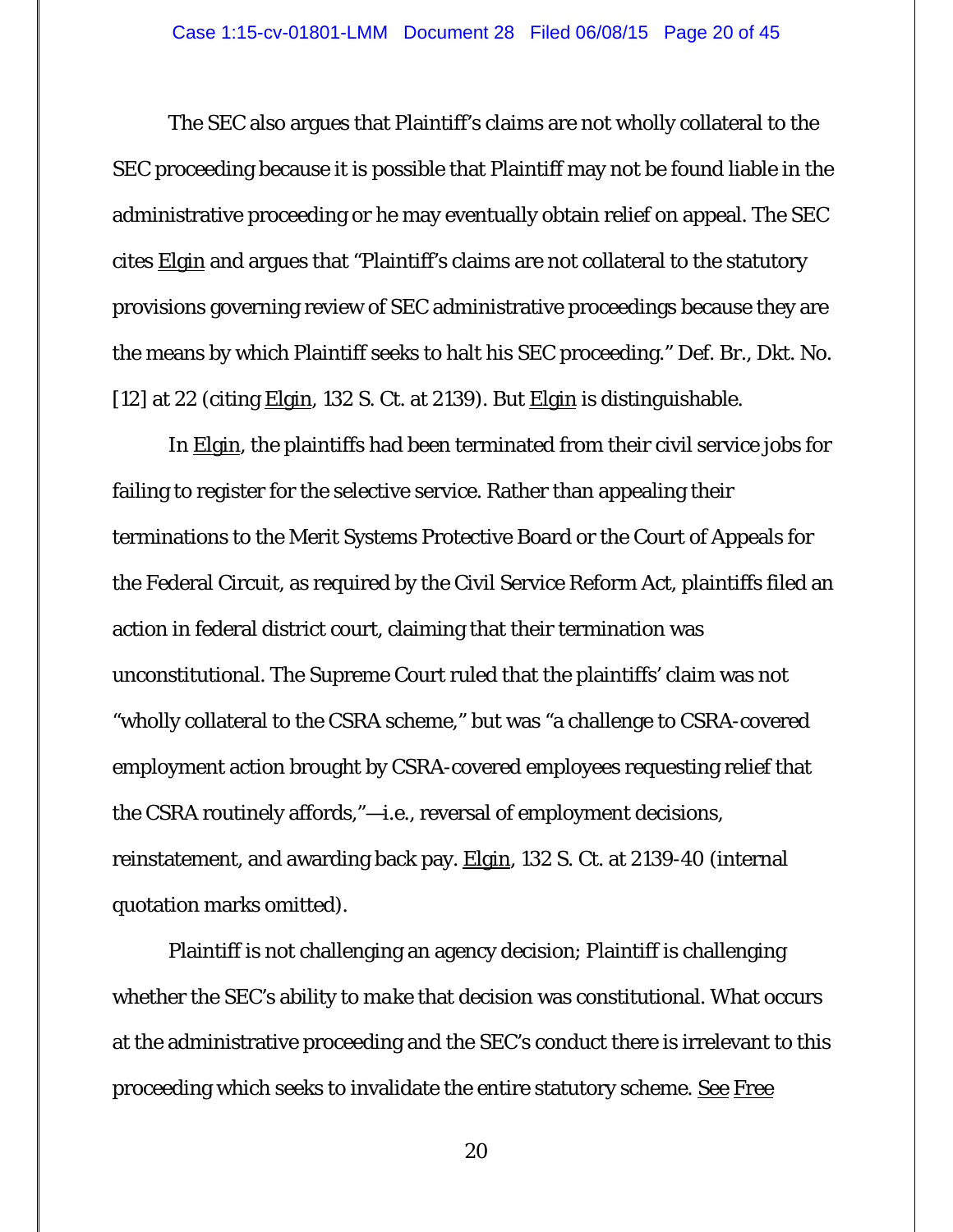The SEC also argues that Plaintiff's claims are not wholly collateral to the SEC proceeding because it is possible that Plaintiff may not be found liable in the administrative proceeding or he may eventually obtain relief on appeal. The SEC cites Elgin and argues that "Plaintiff's claims are not collateral to the statutory provisions governing review of SEC administrative proceedings because they are the means by which Plaintiff seeks to halt his SEC proceeding." Def. Br., Dkt. No. [12] at 22 (citing Elgin, 132 S. Ct. at 2139). But Elgin is distinguishable.

In Elgin, the plaintiffs had been terminated from their civil service jobs for failing to register for the selective service. Rather than appealing their terminations to the Merit Systems Protective Board or the Court of Appeals for the Federal Circuit, as required by the Civil Service Reform Act, plaintiffs filed an action in federal district court, claiming that their termination was unconstitutional. The Supreme Court ruled that the plaintiffs' claim was not "wholly collateral to the CSRA scheme," but was "a challenge to CSRA-covered employment action brought by CSRA-covered employees requesting relief that the CSRA routinely affords,"—i.e., reversal of employment decisions, reinstatement, and awarding back pay. Elgin, 132 S. Ct. at 2139-40 (internal quotation marks omitted).

Plaintiff is not challenging an agency decision; Plaintiff is challenging whether the SEC's ability to make that decision was constitutional. What occurs at the administrative proceeding and the SEC's conduct there is irrelevant to this proceeding which seeks to invalidate the entire statutory scheme. See Free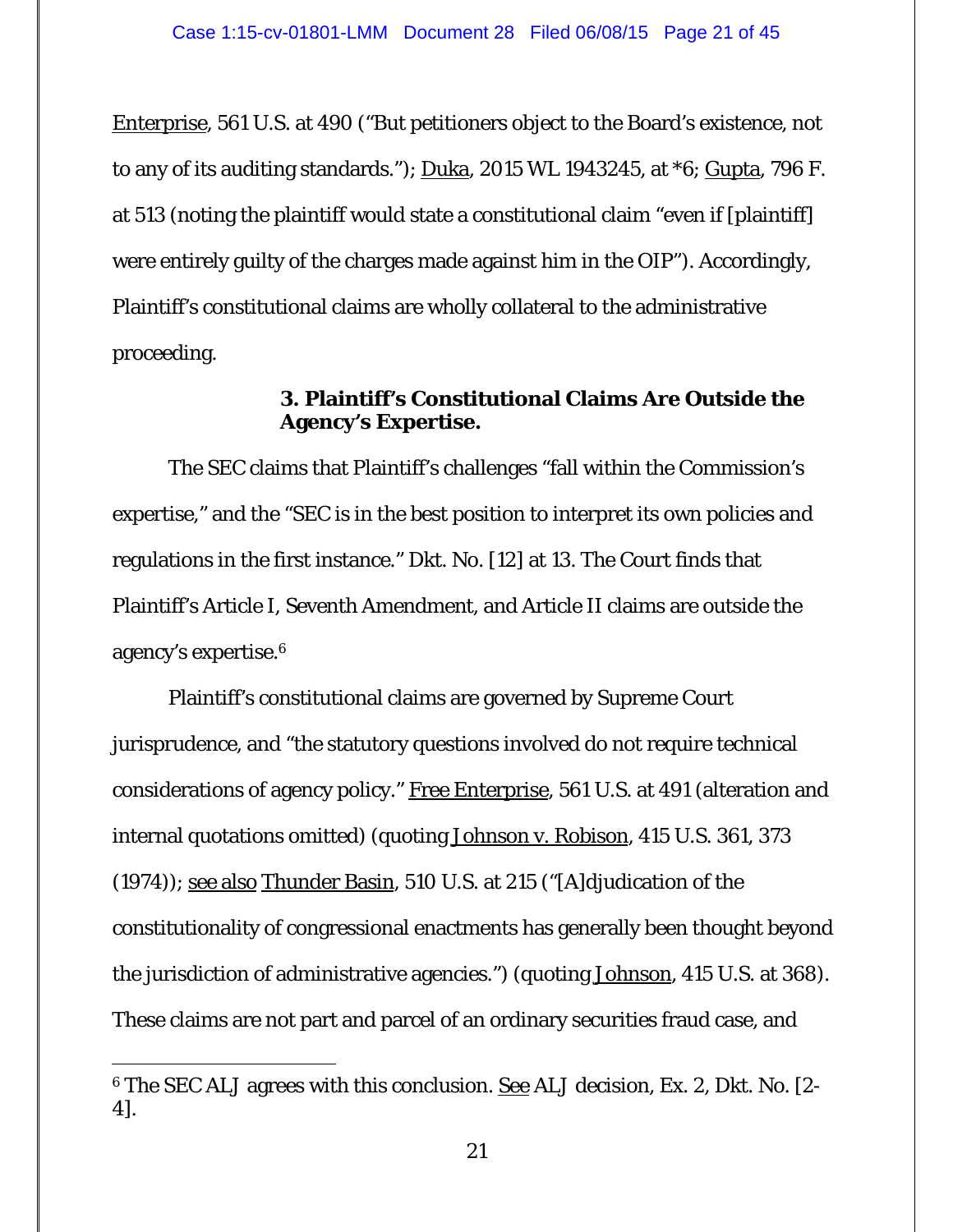Enterprise, 561 U.S. at 490 ("But petitioners object to the Board's existence, not to any of its auditing standards."); Duka, 2015 WL 1943245, at *6; Gupta, 796 F. at 513 (noting the plaintiff would state a constitutional claim "even if [plaintiff] were entirely guilty of the charges made against him in the OIP"). Accordingly, Plaintiff's constitutional claims are wholly collateral to the administrative proceeding.

**3. Plaintiff's Constitutional Claims Are Outside the Agency's Expertise.**

The SEC claims that Plaintiff's challenges "fall within the Commission's expertise," and the "SEC is in the best position to interpret its own policies and regulations in the first instance." Dkt. No. [12] at 13. The Court finds that Plaintiff's Article I, Seventh Amendment, and Article II claims are outside the agency's expertise.[6]

Plaintiff's constitutional claims are governed by Supreme Court jurisprudence, and "the statutory questions involved do not require technical considerations of agency policy." Free Enterprise, 561 U.S. at 491 (alteration and internal quotations omitted) (quoting Johnson v. Robison, 415 U.S. 361, 373 (1974)); see also Thunder Basin, 510 U.S. at 215 ("[A]djudication of the constitutionality of congressional enactments has generally been thought beyond the jurisdiction of administrative agencies.") (quoting Johnson, 415 U.S. at 368). These claims are not part and parcel of an ordinary securities fraud case, and

---

[6] The SEC ALJ agrees with this conclusion. See ALJ decision, Ex. 2, Dkt. No. [2-4].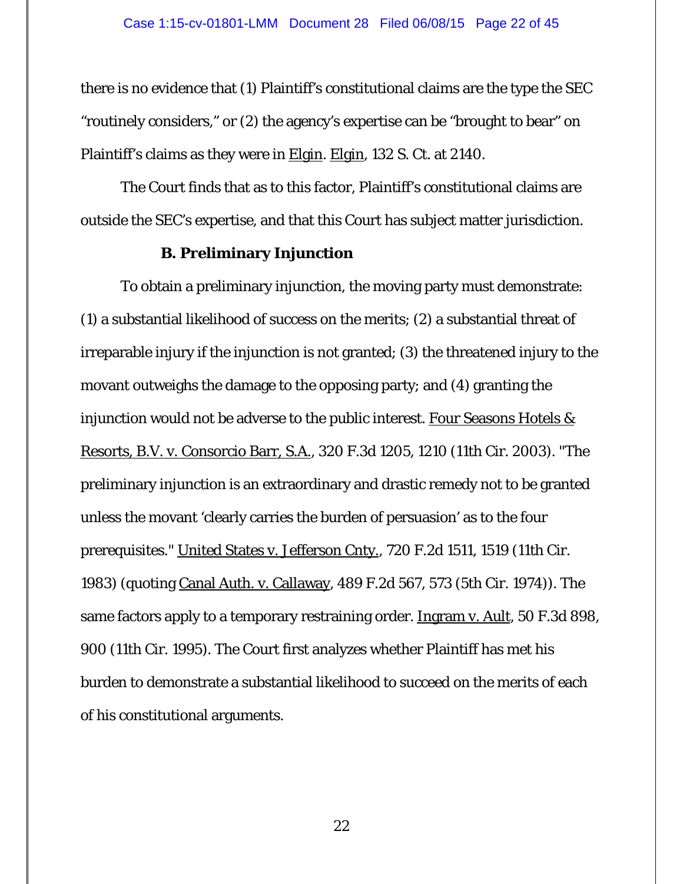there is no evidence that (1) Plaintiff's constitutional claims are the type the SEC "routinely considers," or (2) the agency's expertise can be "brought to bear" on Plaintiff's claims as they were in Elgin. Elgin, 132 S. Ct. at 2140.

The Court finds that as to this factor, Plaintiff's constitutional claims are outside the SEC's expertise, and that this Court has subject matter jurisdiction.

### B. Preliminary Injunction

To obtain a preliminary injunction, the moving party must demonstrate: (1) a substantial likelihood of success on the merits; (2) a substantial threat of irreparable injury if the injunction is not granted; (3) the threatened injury to the movant outweighs the damage to the opposing party; and (4) granting the injunction would not be adverse to the public interest. Four Seasons Hotels & Resorts, B.V. v. Consorcio Barr, S.A., 320 F.3d 1205, 1210 (11th Cir. 2003). "The preliminary injunction is an extraordinary and drastic remedy not to be granted unless the movant 'clearly carries the burden of persuasion' as to the four prerequisites." United States v. Jefferson Cnty., 720 F.2d 1511, 1519 (11th Cir. 1983) (quoting Canal Auth. v. Callaway, 489 F.2d 567, 573 (5th Cir. 1974)). The same factors apply to a temporary restraining order. Ingram v. Ault, 50 F.3d 898, 900 (11th Cir. 1995). The Court first analyzes whether Plaintiff has met his burden to demonstrate a substantial likelihood to succeed on the merits of each of his constitutional arguments.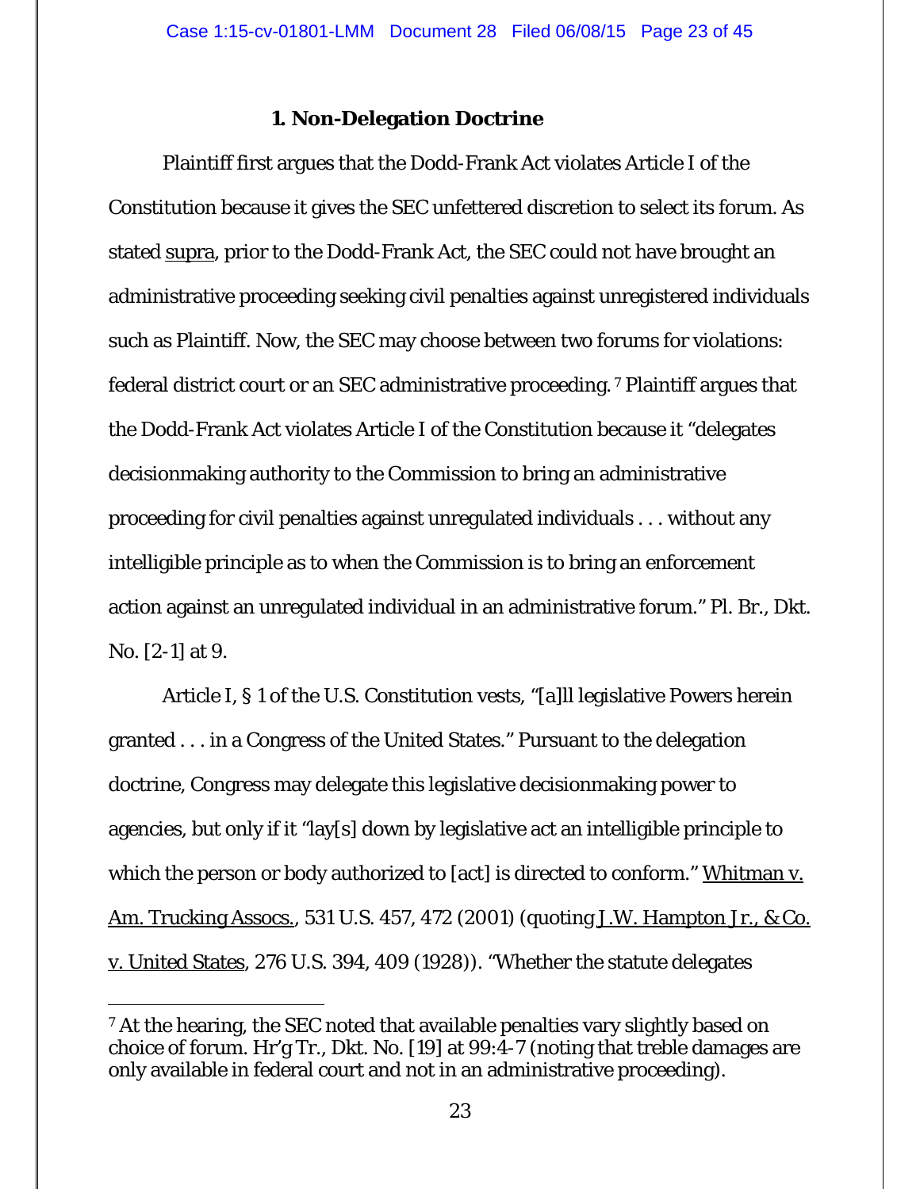### 1. Non-Delegation Doctrine

Plaintiff first argues that the Dodd-Frank Act violates Article I of the Constitution because it gives the SEC unfettered discretion to select its forum. As stated supra, prior to the Dodd-Frank Act, the SEC could not have brought an administrative proceeding seeking civil penalties against unregistered individuals such as Plaintiff. Now, the SEC may choose between two forums for violations: federal district court or an SEC administrative proceeding.[7] Plaintiff argues that the Dodd-Frank Act violates Article I of the Constitution because it "delegates decisionmaking authority to the Commission to bring an administrative proceeding for civil penalties against unregulated individuals . . . without any intelligible principle as to when the Commission is to bring an enforcement action against an unregulated individual in an administrative forum." Pl. Br., Dkt. No. [2-1] at 9.

Article I, § 1 of the U.S. Constitution vests, "[a]ll legislative Powers herein granted . . . in a Congress of the United States." Pursuant to the delegation doctrine, Congress may delegate this legislative decisionmaking power to agencies, but only if it "lay[s] down by legislative act an intelligible principle to which the person or body authorized to [act] is directed to conform." Whitman v. Am. Trucking Assocs., 531 U.S. 457, 472 (2001) (quoting J.W. Hampton Jr., & Co. v. United States, 276 U.S. 394, 409 (1928)). "Whether the statute delegates

---

[7] At the hearing, the SEC noted that available penalties vary slightly based on choice of forum. Hr'g Tr., Dkt. No. [19] at 99:4-7 (noting that treble damages are only available in federal court and not in an administrative proceeding).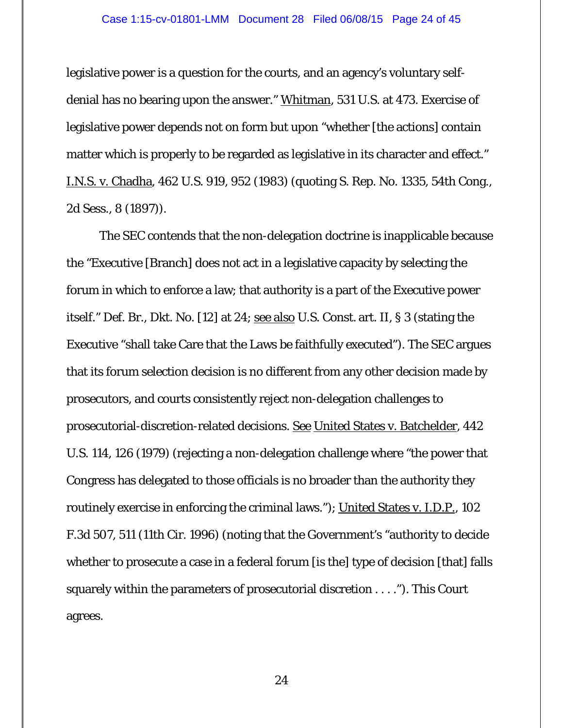legislative power is a question for the courts, and an agency's voluntary self-denial has no bearing upon the answer." Whitman, 531 U.S. at 473. Exercise of legislative power depends not on form but upon "whether [the actions] contain matter which is properly to be regarded as legislative in its character and effect." I.N.S. v. Chadha, 462 U.S. 919, 952 (1983) (quoting S. Rep. No. 1335, 54th Cong., 2d Sess., 8 (1897)).

The SEC contends that the non-delegation doctrine is inapplicable because the "Executive [Branch] does not act in a legislative capacity by selecting the forum in which to enforce a law; that authority is a part of the Executive power itself." Def. Br., Dkt. No. [12] at 24; see also U.S. Const. art. II, § 3 (stating the Executive "shall take Care that the Laws be faithfully executed"). The SEC argues that its forum selection decision is no different from any other decision made by prosecutors, and courts consistently reject non-delegation challenges to prosecutorial-discretion-related decisions. See United States v. Batchelder, 442 U.S. 114, 126 (1979) (rejecting a non-delegation challenge where "the power that Congress has delegated to those officials is no broader than the authority they routinely exercise in enforcing the criminal laws."); United States v. I.D.P., 102 F.3d 507, 511 (11th Cir. 1996) (noting that the Government's "authority to decide whether to prosecute a case in a federal forum [is the] type of decision [that] falls squarely within the parameters of prosecutorial discretion . . . ."). This Court agrees.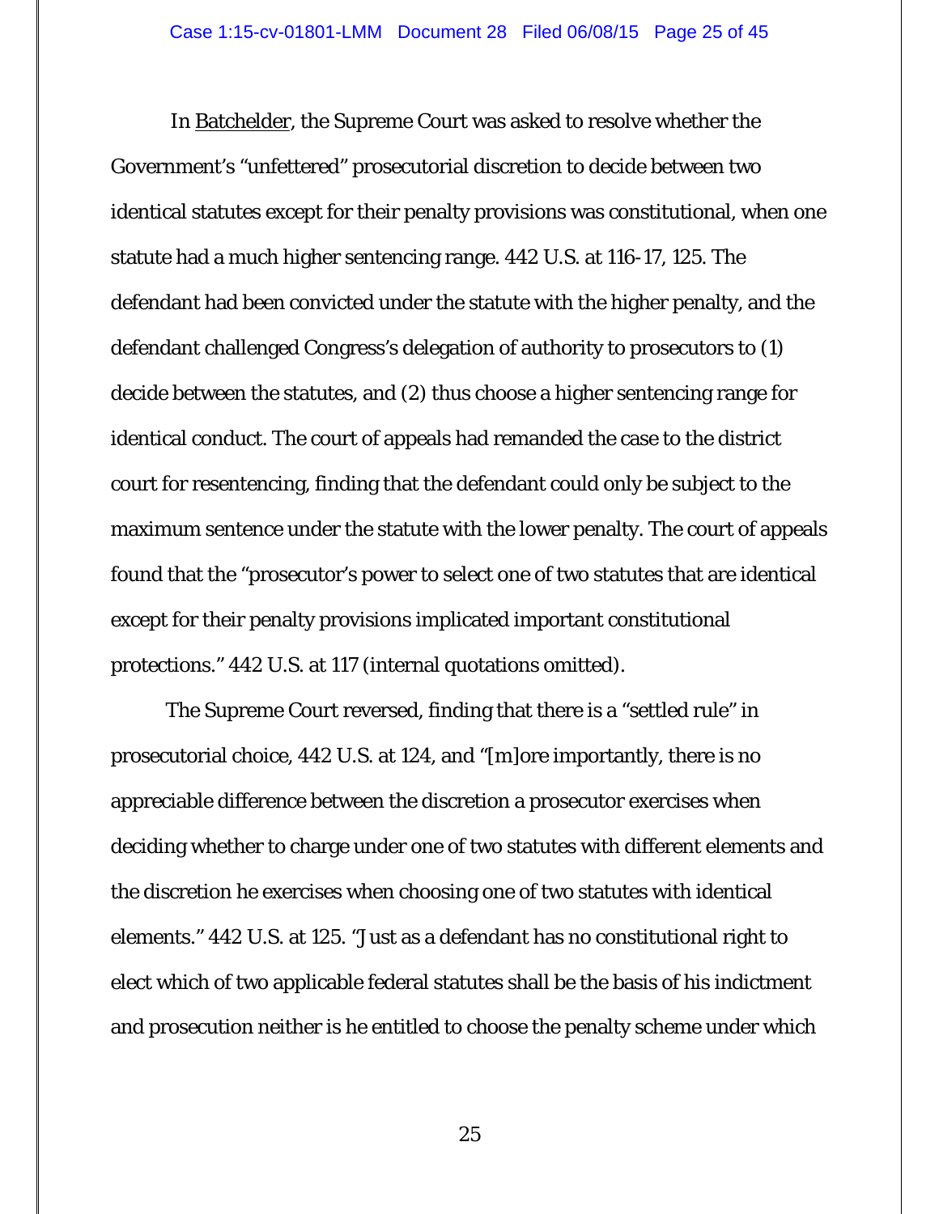In Batchelder, the Supreme Court was asked to resolve whether the Government's "unfettered" prosecutorial discretion to decide between two identical statutes except for their penalty provisions was constitutional, when one statute had a much higher sentencing range. 442 U.S. at 116-17, 125. The defendant had been convicted under the statute with the higher penalty, and the defendant challenged Congress's delegation of authority to prosecutors to (1) decide between the statutes, and (2) thus choose a higher sentencing range for identical conduct. The court of appeals had remanded the case to the district court for resentencing, finding that the defendant could only be subject to the maximum sentence under the statute with the lower penalty. The court of appeals found that the "prosecutor's power to select one of two statutes that are identical except for their penalty provisions implicated important constitutional protections." 442 U.S. at 117 (internal quotations omitted).

The Supreme Court reversed, finding that there is a "settled rule" in prosecutorial choice, 442 U.S. at 124, and "[m]ore importantly, there is no appreciable difference between the discretion a prosecutor exercises when deciding whether to charge under one of two statutes with different elements and the discretion he exercises when choosing one of two statutes with identical elements." 442 U.S. at 125. "Just as a defendant has no constitutional right to elect which of two applicable federal statutes shall be the basis of his indictment and prosecution neither is he entitled to choose the penalty scheme under which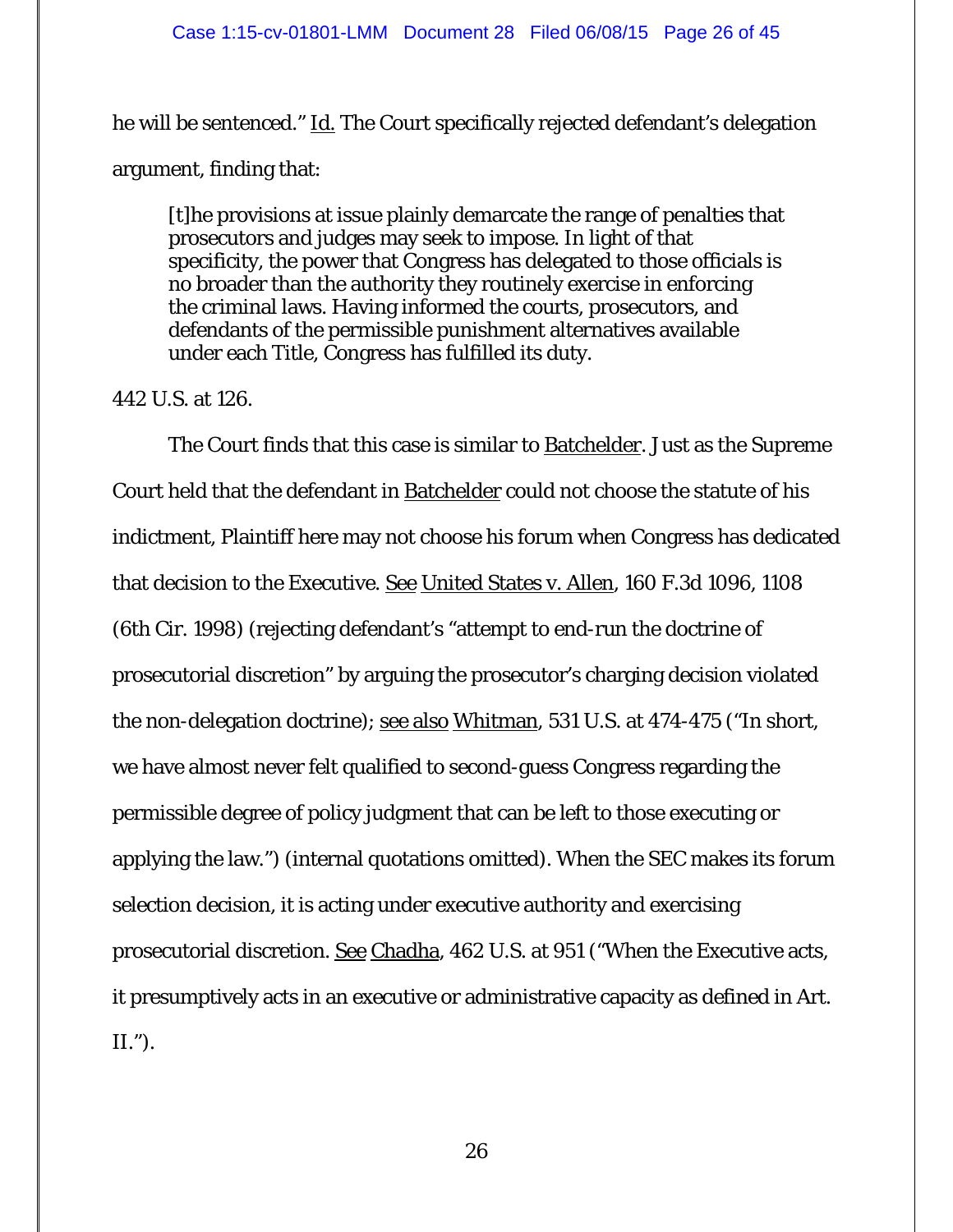he will be sentenced." Id. The Court specifically rejected defendant's delegation argument, finding that:

> [t]he provisions at issue plainly demarcate the range of penalties that prosecutors and judges may seek to impose. In light of that specificity, the power that Congress has delegated to those officials is no broader than the authority they routinely exercise in enforcing the criminal laws. Having informed the courts, prosecutors, and defendants of the permissible punishment alternatives available under each Title, Congress has fulfilled its duty.

442 U.S. at 126.

The Court finds that this case is similar to Batchelder. Just as the Supreme Court held that the defendant in Batchelder could not choose the statute of his indictment, Plaintiff here may not choose his forum when Congress has dedicated that decision to the Executive. See United States v. Allen, 160 F.3d 1096, 1108 (6th Cir. 1998) (rejecting defendant's "attempt to end-run the doctrine of prosecutorial discretion" by arguing the prosecutor's charging decision violated the non-delegation doctrine); see also Whitman, 531 U.S. at 474-475 ("In short, we have almost never felt qualified to second-guess Congress regarding the permissible degree of policy judgment that can be left to those executing or applying the law.") (internal quotations omitted). When the SEC makes its forum selection decision, it is acting under executive authority and exercising prosecutorial discretion. See Chadha, 462 U.S. at 951 ("When the Executive acts, it presumptively acts in an executive or administrative capacity as defined in Art. II.").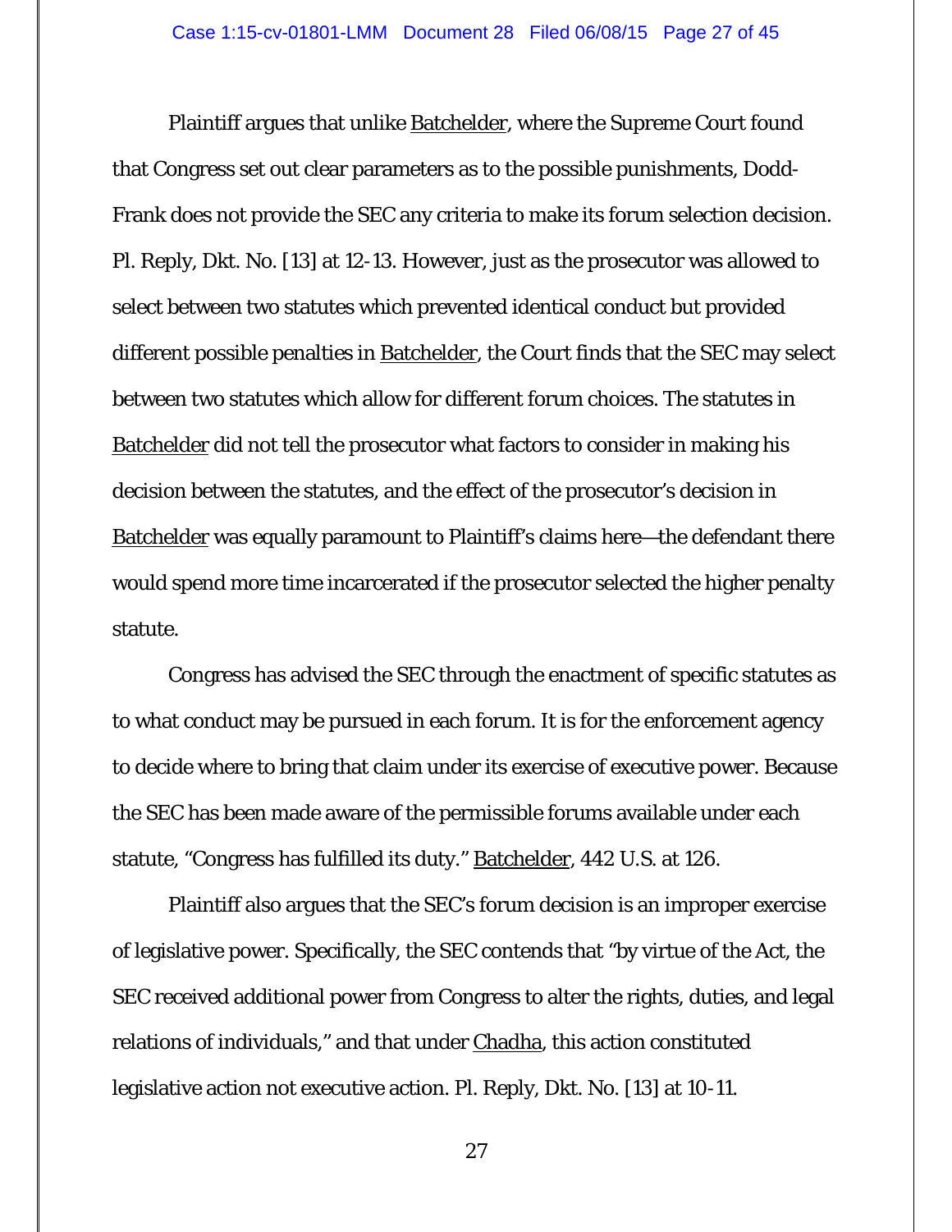Plaintiff argues that unlike Batchelder, where the Supreme Court found that Congress set out clear parameters as to the possible punishments, Dodd-Frank does not provide the SEC any criteria to make its forum selection decision. Pl. Reply, Dkt. No. [13] at 12-13. However, just as the prosecutor was allowed to select between two statutes which prevented identical conduct but provided different possible penalties in Batchelder, the Court finds that the SEC may select between two statutes which allow for different forum choices. The statutes in Batchelder did not tell the prosecutor what factors to consider in making his decision between the statutes, and the effect of the prosecutor's decision in Batchelder was equally paramount to Plaintiff's claims here—the defendant there would spend more time incarcerated if the prosecutor selected the higher penalty statute.

Congress has advised the SEC through the enactment of specific statutes as to what conduct may be pursued in each forum. It is for the enforcement agency to decide where to bring that claim under its exercise of executive power. Because the SEC has been made aware of the permissible forums available under each statute, "Congress has fulfilled its duty." Batchelder, 442 U.S. at 126.

Plaintiff also argues that the SEC's forum decision is an improper exercise of legislative power. Specifically, the SEC contends that "by virtue of the Act, the SEC received additional power from Congress to alter the rights, duties, and legal relations of individuals," and that under Chadha, this action constituted legislative action not executive action. Pl. Reply, Dkt. No. [13] at 10-11.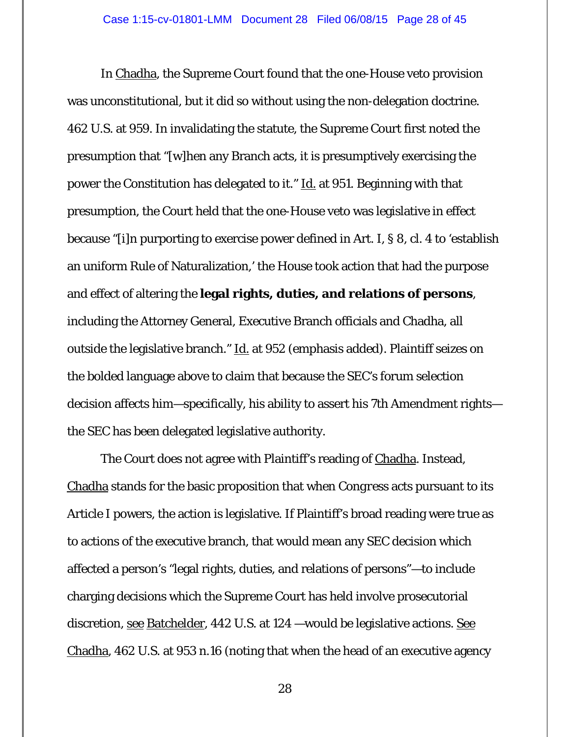In Chadha, the Supreme Court found that the one-House veto provision was unconstitutional, but it did so without using the non-delegation doctrine. 462 U.S. at 959. In invalidating the statute, the Supreme Court first noted the presumption that "[w]hen any Branch acts, it is presumptively exercising the power the Constitution has delegated to it." Id. at 951. Beginning with that presumption, the Court held that the one-House veto was legislative in effect because "[i]n purporting to exercise power defined in Art. I, § 8, cl. 4 to 'establish an uniform Rule of Naturalization,' the House took action that had the purpose and effect of altering the **legal rights, duties, and relations of persons**, including the Attorney General, Executive Branch officials and Chadha, all outside the legislative branch." Id. at 952 (emphasis added). Plaintiff seizes on the bolded language above to claim that because the SEC's forum selection decision affects him—specifically, his ability to assert his 7th Amendment rights—the SEC has been delegated legislative authority.

The Court does not agree with Plaintiff's reading of Chadha. Instead, Chadha stands for the basic proposition that when Congress acts pursuant to its Article I powers, the action is legislative. If Plaintiff's broad reading were true as to actions of the executive branch, that would mean any SEC decision which affected a person's "legal rights, duties, and relations of persons"—to include charging decisions which the Supreme Court has held involve prosecutorial discretion, see Batchelder, 442 U.S. at 124 —would be legislative actions. See Chadha, 462 U.S. at 953 n.16 (noting that when the head of an executive agency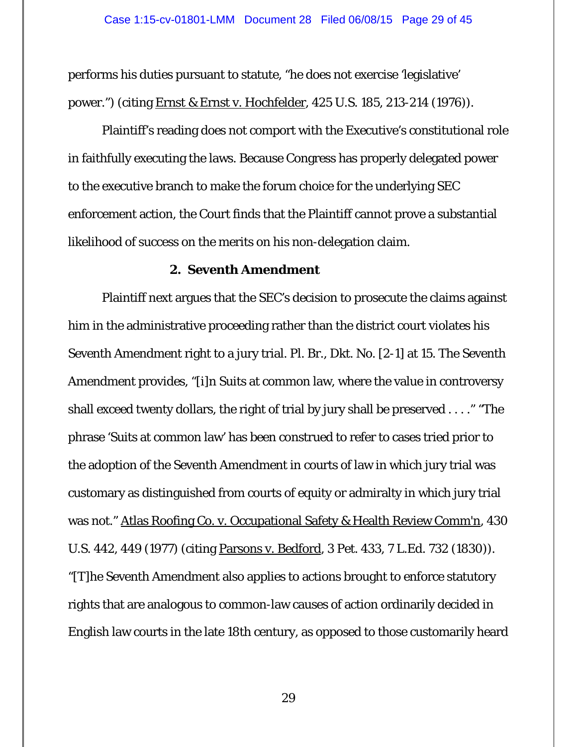performs his duties pursuant to statute, "he does not exercise 'legislative' power.") (citing Ernst & Ernst v. Hochfelder, 425 U.S. 185, 213-214 (1976)).

Plaintiff's reading does not comport with the Executive's constitutional role in faithfully executing the laws. Because Congress has properly delegated power to the executive branch to make the forum choice for the underlying SEC enforcement action, the Court finds that the Plaintiff cannot prove a substantial likelihood of success on the merits on his non-delegation claim.

**2. Seventh Amendment**

Plaintiff next argues that the SEC's decision to prosecute the claims against him in the administrative proceeding rather than the district court violates his Seventh Amendment right to a jury trial. Pl. Br., Dkt. No. [2-1] at 15. The Seventh Amendment provides, "[i]n Suits at common law, where the value in controversy shall exceed twenty dollars, the right of trial by jury shall be preserved . . . ." "The phrase 'Suits at common law' has been construed to refer to cases tried prior to the adoption of the Seventh Amendment in courts of law in which jury trial was customary as distinguished from courts of equity or admiralty in which jury trial was not." Atlas Roofing Co. v. Occupational Safety & Health Review Comm'n, 430 U.S. 442, 449 (1977) (citing Parsons v. Bedford, 3 Pet. 433, 7 L.Ed. 732 (1830)). "[T]he Seventh Amendment also applies to actions brought to enforce statutory rights that are analogous to common-law causes of action ordinarily decided in English law courts in the late 18th century, as opposed to those customarily heard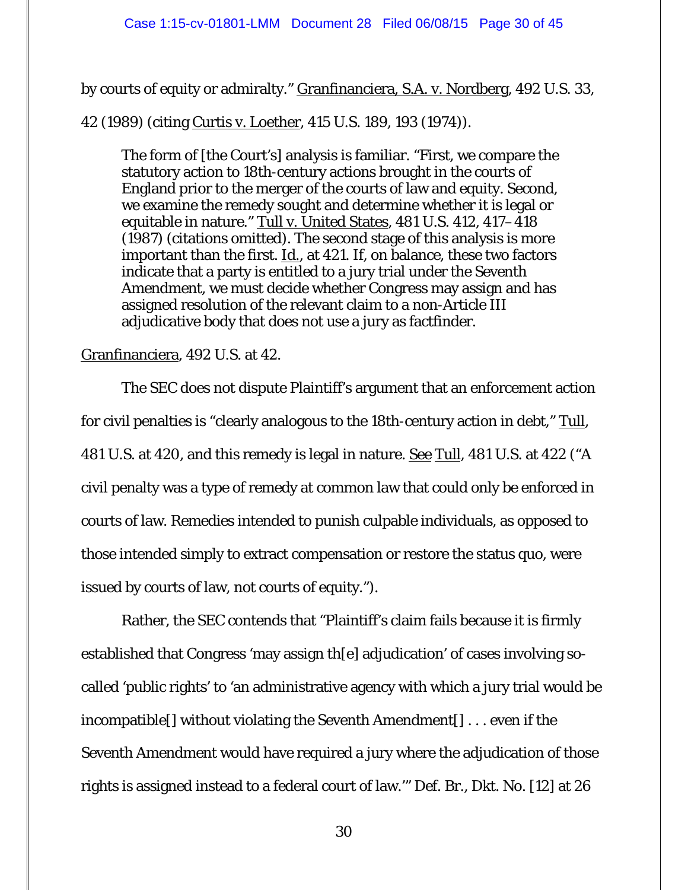by courts of equity or admiralty." Granfinanciera, S.A. v. Nordberg, 492 U.S. 33, 42 (1989) (citing Curtis v. Loether, 415 U.S. 189, 193 (1974)).

> The form of [the Court's] analysis is familiar. "First, we compare the statutory action to 18th-century actions brought in the courts of England prior to the merger of the courts of law and equity. Second, we examine the remedy sought and determine whether it is legal or equitable in nature." Tull v. United States, 481 U.S. 412, 417–418 (1987) (citations omitted). The second stage of this analysis is more important than the first. Id., at 421. If, on balance, these two factors indicate that a party is entitled to a jury trial under the Seventh Amendment, we must decide whether Congress may assign and has assigned resolution of the relevant claim to a non-Article III adjudicative body that does not use a jury as factfinder.

Granfinanciera, 492 U.S. at 42.

The SEC does not dispute Plaintiff's argument that an enforcement action for civil penalties is "clearly analogous to the 18th-century action in debt," Tull, 481 U.S. at 420, and this remedy is legal in nature. See Tull, 481 U.S. at 422 ("A civil penalty was a type of remedy at common law that could only be enforced in courts of law. Remedies intended to punish culpable individuals, as opposed to those intended simply to extract compensation or restore the status quo, were issued by courts of law, not courts of equity.").

Rather, the SEC contends that "Plaintiff's claim fails because it is firmly established that Congress 'may assign th[e] adjudication' of cases involving so-called 'public rights' to 'an administrative agency with which a jury trial would be incompatible[] without violating the Seventh Amendment[] . . . even if the Seventh Amendment would have required a jury where the adjudication of those rights is assigned instead to a federal court of law.'" Def. Br., Dkt. No. [12] at 26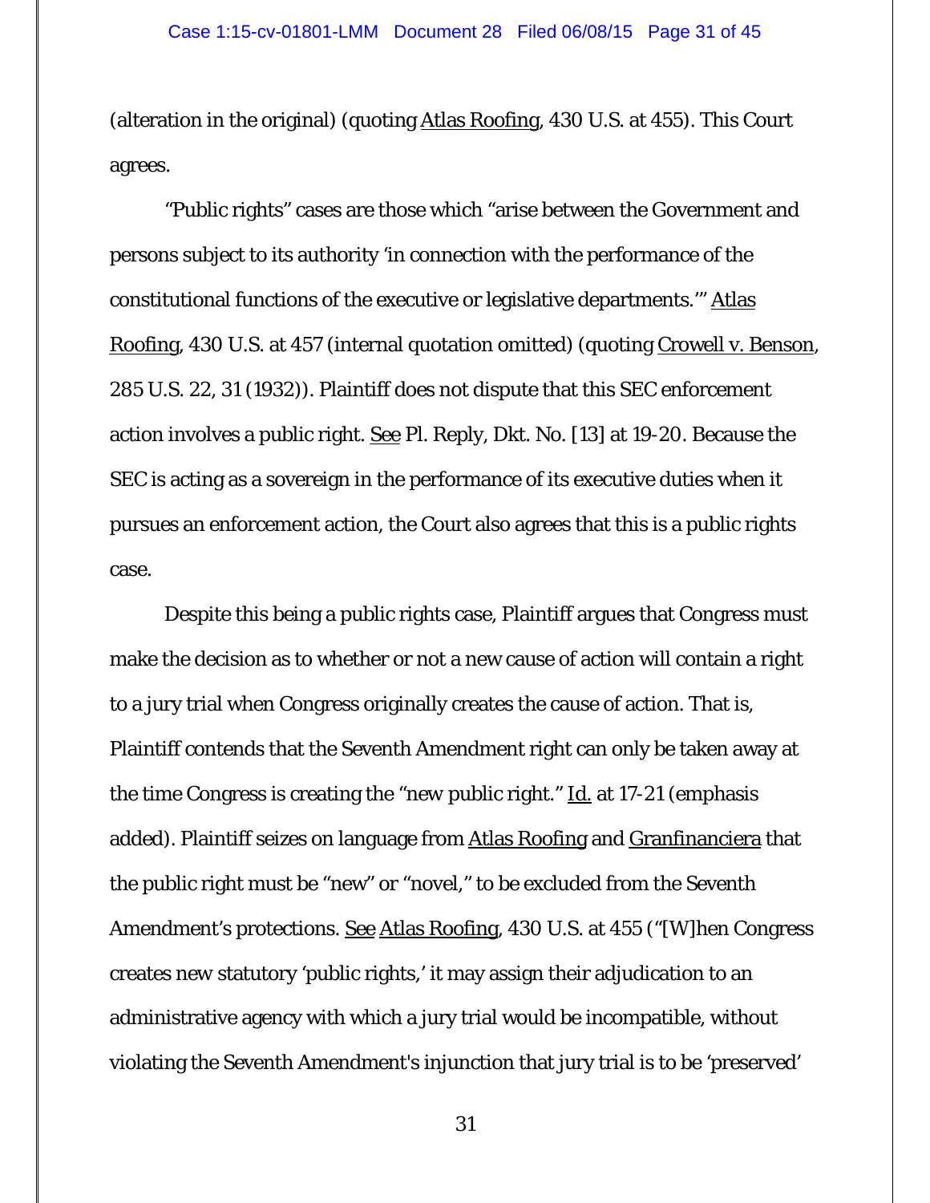(alteration in the original) (quoting Atlas Roofing, 430 U.S. at 455). This Court agrees.

"Public rights" cases are those which "arise between the Government and persons subject to its authority 'in connection with the performance of the constitutional functions of the executive or legislative departments.'" Atlas Roofing, 430 U.S. at 457 (internal quotation omitted) (quoting Crowell v. Benson, 285 U.S. 22, 31 (1932)). Plaintiff does not dispute that this SEC enforcement action involves a public right. See Pl. Reply, Dkt. No. [13] at 19-20. Because the SEC is acting as a sovereign in the performance of its executive duties when it pursues an enforcement action, the Court also agrees that this is a public rights case.

Despite this being a public rights case, Plaintiff argues that Congress must make the decision as to whether or not a new cause of action will contain a right to a jury trial when Congress originally creates the cause of action. That is, Plaintiff contends that the Seventh Amendment right can only be taken away at the time Congress is creating the "new public right." Id. at 17-21 (emphasis added). Plaintiff seizes on language from Atlas Roofing and Granfinanciera that the public right must be "new" or "novel," to be excluded from the Seventh Amendment's protections. See Atlas Roofing, 430 U.S. at 455 ("[W]hen Congress creates new statutory 'public rights,' it may assign their adjudication to an administrative agency with which a jury trial would be incompatible, without violating the Seventh Amendment's injunction that jury trial is to be 'preserved'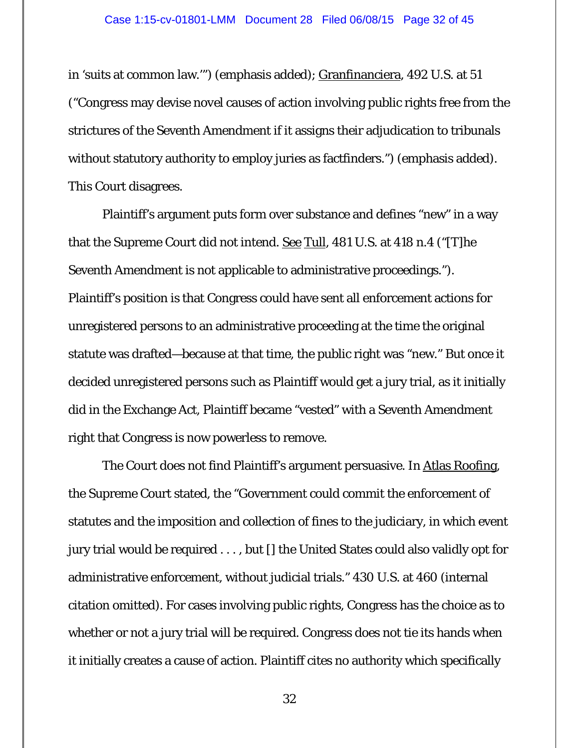in 'suits at common law.'") (emphasis added); Granfinanciera, 492 U.S. at 51 ("Congress may devise novel causes of action involving public rights free from the strictures of the Seventh Amendment if it assigns their adjudication to tribunals without statutory authority to employ juries as factfinders.") (emphasis added). This Court disagrees.

Plaintiff's argument puts form over substance and defines "new" in a way that the Supreme Court did not intend. See Tull, 481 U.S. at 418 n.4 ("[T]he Seventh Amendment is not applicable to administrative proceedings."). Plaintiff's position is that Congress could have sent all enforcement actions for unregistered persons to an administrative proceeding at the time the original statute was drafted—because at that time, the public right was "new." But once it decided unregistered persons such as Plaintiff would get a jury trial, as it initially did in the Exchange Act, Plaintiff became "vested" with a Seventh Amendment right that Congress is now powerless to remove.

The Court does not find Plaintiff's argument persuasive. In Atlas Roofing, the Supreme Court stated, the "Government could commit the enforcement of statutes and the imposition and collection of fines to the judiciary, in which event jury trial would be required . . . , but [] the United States could also validly opt for administrative enforcement, without judicial trials." 430 U.S. at 460 (internal citation omitted). For cases involving public rights, Congress has the choice as to whether or not a jury trial will be required. Congress does not tie its hands when it initially creates a cause of action. Plaintiff cites no authority which specifically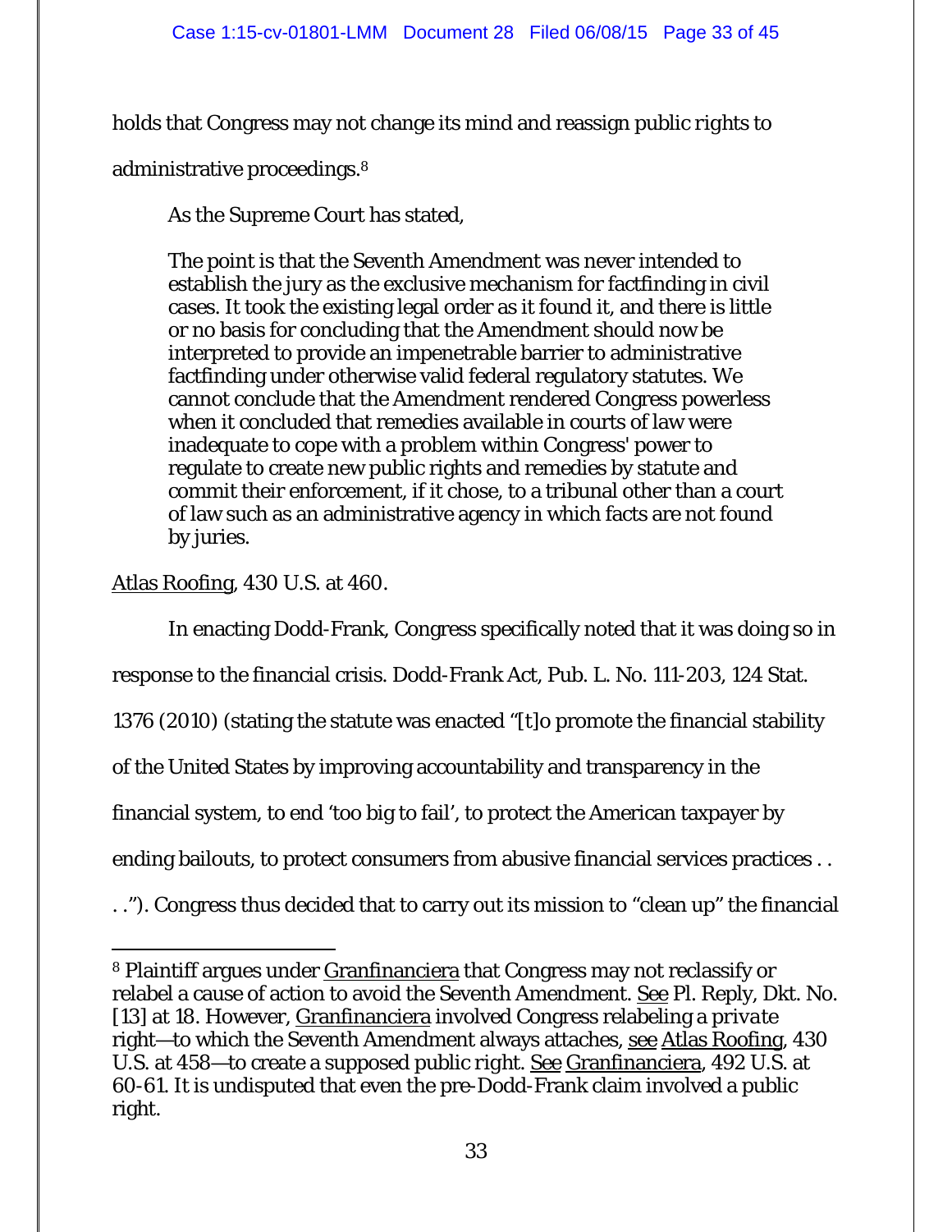holds that Congress may not change its mind and reassign public rights to administrative proceedings.[8]

As the Supreme Court has stated,

> The point is that the Seventh Amendment was never intended to establish the jury as the exclusive mechanism for factfinding in civil cases. It took the existing legal order as it found it, and there is little or no basis for concluding that the Amendment should now be interpreted to provide an impenetrable barrier to administrative factfinding under otherwise valid federal regulatory statutes. We cannot conclude that the Amendment rendered Congress powerless when it concluded that remedies available in courts of law were inadequate to cope with a problem within Congress' power to regulate to create new public rights and remedies by statute and commit their enforcement, if it chose, to a tribunal other than a court of law such as an administrative agency in which facts are not found by juries.

Atlas Roofing, 430 U.S. at 460.

In enacting Dodd-Frank, Congress specifically noted that it was doing so in response to the financial crisis. Dodd-Frank Act, Pub. L. No. 111-203, 124 Stat. 1376 (2010) (stating the statute was enacted "[t]o promote the financial stability of the United States by improving accountability and transparency in the financial system, to end 'too big to fail', to protect the American taxpayer by ending bailouts, to protect consumers from abusive financial services practices . . . ."). Congress thus decided that to carry out its mission to "clean up" the financial

---

[8] Plaintiff argues under Granfinanciera that Congress may not reclassify or relabel a cause of action to avoid the Seventh Amendment. See Pl. Reply, Dkt. No. [13] at 18. However, Granfinanciera involved Congress relabeling a *private* right—to which the Seventh Amendment always attaches, see Atlas Roofing, 430 U.S. at 458—to create a supposed public right. See Granfinanciera, 492 U.S. at 60-61. It is undisputed that even the pre-Dodd-Frank claim involved a public right.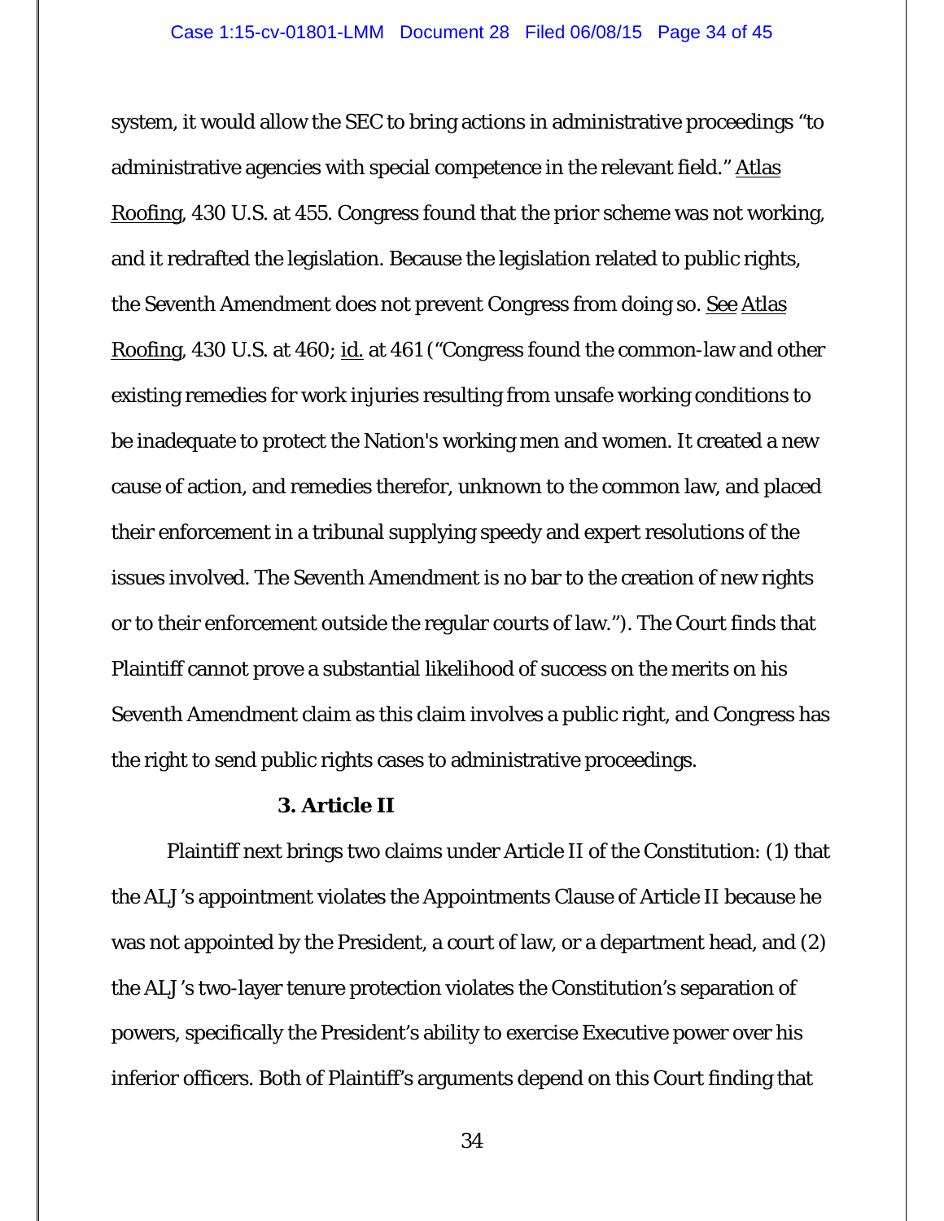system, it would allow the SEC to bring actions in administrative proceedings "to administrative agencies with special competence in the relevant field." Atlas Roofing, 430 U.S. at 455. Congress found that the prior scheme was not working, and it redrafted the legislation. Because the legislation related to public rights, the Seventh Amendment does not prevent Congress from doing so. See Atlas Roofing, 430 U.S. at 460; id. at 461 ("Congress found the common-law and other existing remedies for work injuries resulting from unsafe working conditions to be inadequate to protect the Nation's working men and women. It created a new cause of action, and remedies therefor, unknown to the common law, and placed their enforcement in a tribunal supplying speedy and expert resolutions of the issues involved. The Seventh Amendment is no bar to the creation of new rights or to their enforcement outside the regular courts of law."). The Court finds that Plaintiff cannot prove a substantial likelihood of success on the merits on his Seventh Amendment claim as this claim involves a public right, and Congress has the right to send public rights cases to administrative proceedings.

**3. Article II**

Plaintiff next brings two claims under Article II of the Constitution: (1) that the ALJ's appointment violates the Appointments Clause of Article II because he was not appointed by the President, a court of law, or a department head, and (2) the ALJ's two-layer tenure protection violates the Constitution's separation of powers, specifically the President's ability to exercise Executive power over his inferior officers. Both of Plaintiff's arguments depend on this Court finding that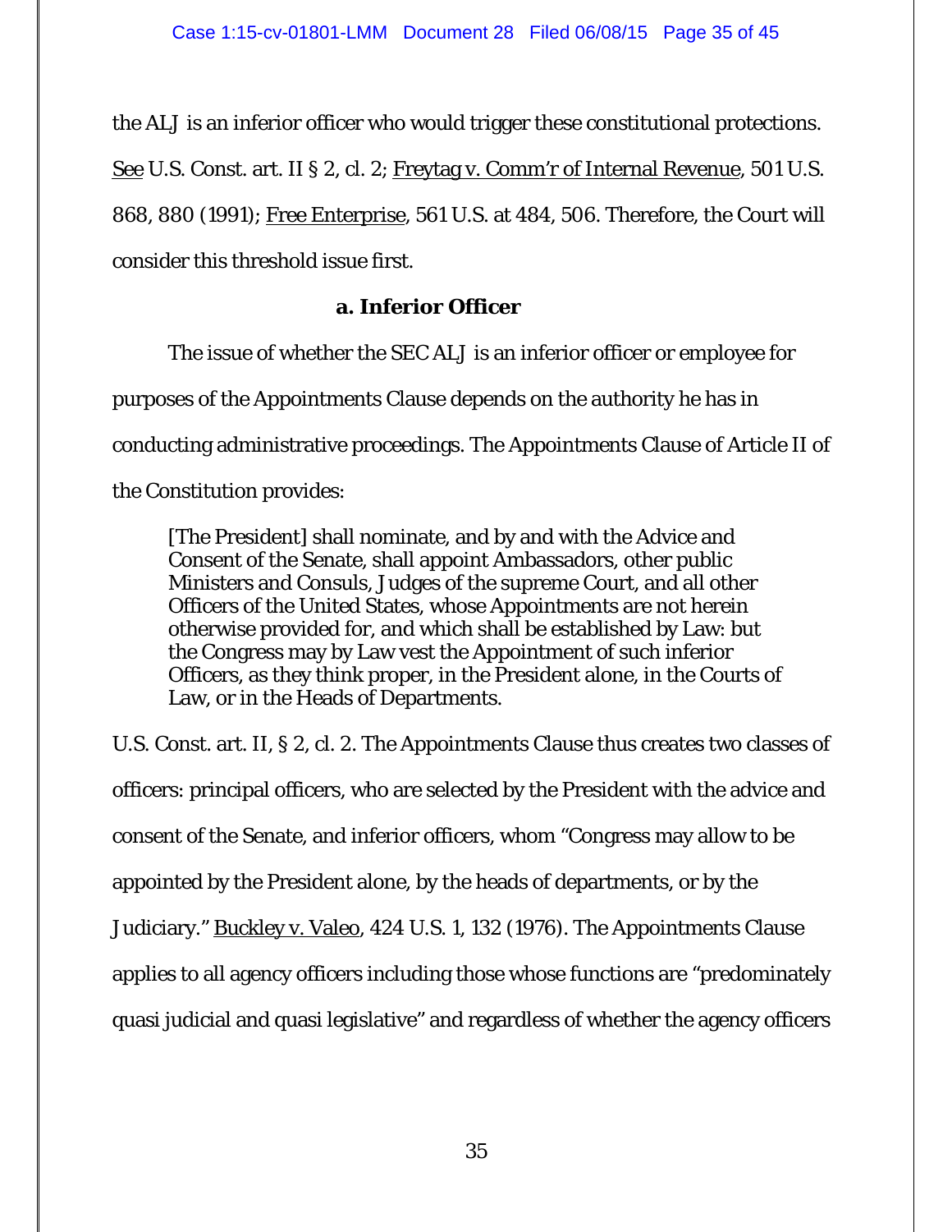the ALJ is an inferior officer who would trigger these constitutional protections. See U.S. Const. art. II § 2, cl. 2; Freytag v. Comm'r of Internal Revenue, 501 U.S. 868, 880 (1991); Free Enterprise, 561 U.S. at 484, 506. Therefore, the Court will consider this threshold issue first.

### a. Inferior Officer

The issue of whether the SEC ALJ is an inferior officer or employee for purposes of the Appointments Clause depends on the authority he has in conducting administrative proceedings. The Appointments Clause of Article II of the Constitution provides:

> [The President] shall nominate, and by and with the Advice and Consent of the Senate, shall appoint Ambassadors, other public Ministers and Consuls, Judges of the supreme Court, and all other Officers of the United States, whose Appointments are not herein otherwise provided for, and which shall be established by Law: but the Congress may by Law vest the Appointment of such inferior Officers, as they think proper, in the President alone, in the Courts of Law, or in the Heads of Departments.

U.S. Const. art. II, § 2, cl. 2. The Appointments Clause thus creates two classes of officers: principal officers, who are selected by the President with the advice and consent of the Senate, and inferior officers, whom "Congress may allow to be appointed by the President alone, by the heads of departments, or by the Judiciary." Buckley v. Valeo, 424 U.S. 1, 132 (1976). The Appointments Clause applies to all agency officers including those whose functions are "predominately quasi judicial and quasi legislative" and regardless of whether the agency officers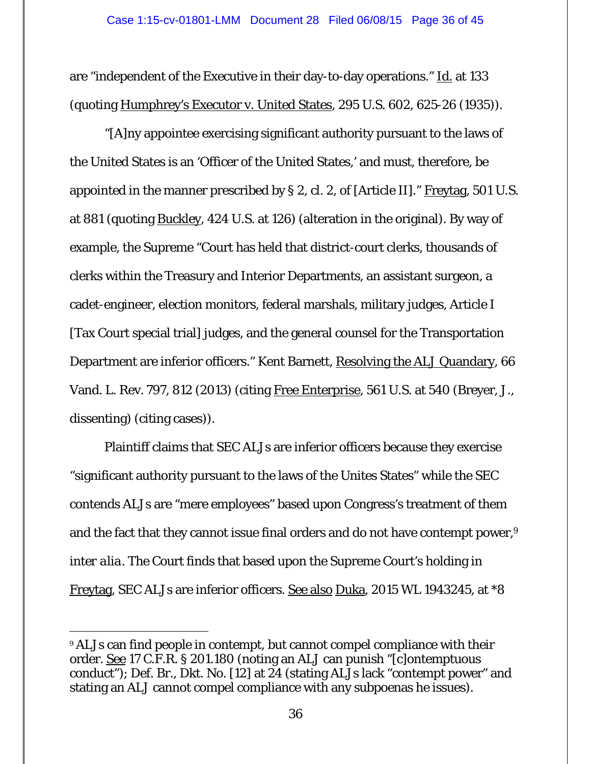are "independent of the Executive in their day-to-day operations." Id. at 133 (quoting Humphrey's Executor v. United States, 295 U.S. 602, 625-26 (1935)).

"[A]ny appointee exercising significant authority pursuant to the laws of the United States is an 'Officer of the United States,' and must, therefore, be appointed in the manner prescribed by § 2, cl. 2, of [Article II]." Freytag, 501 U.S. at 881 (quoting Buckley, 424 U.S. at 126) (alteration in the original). By way of example, the Supreme "Court has held that district-court clerks, thousands of clerks within the Treasury and Interior Departments, an assistant surgeon, a cadet-engineer, election monitors, federal marshals, military judges, Article I [Tax Court special trial] judges, and the general counsel for the Transportation Department are inferior officers." Kent Barnett, Resolving the ALJ Quandary, 66 Vand. L. Rev. 797, 812 (2013) (citing Free Enterprise, 561 U.S. at 540 (Breyer, J., dissenting) (citing cases)).

Plaintiff claims that SEC ALJs are inferior officers because they exercise "significant authority pursuant to the laws of the Unites States" while the SEC contends ALJs are "mere employees" based upon Congress's treatment of them and the fact that they cannot issue final orders and do not have contempt power,[9] *inter alia*. The Court finds that based upon the Supreme Court's holding in Freytag, SEC ALJs are inferior officers. See also Duka, 2015 WL 1943245, at *8

[9] ALJs can find people in contempt, but cannot compel compliance with their order. See 17 C.F.R. § 201.180 (noting an ALJ can punish "[c]ontemptuous conduct"); Def. Br., Dkt. No. [12] at 24 (stating ALJs lack "contempt power" and stating an ALJ cannot compel compliance with any subpoenas he issues).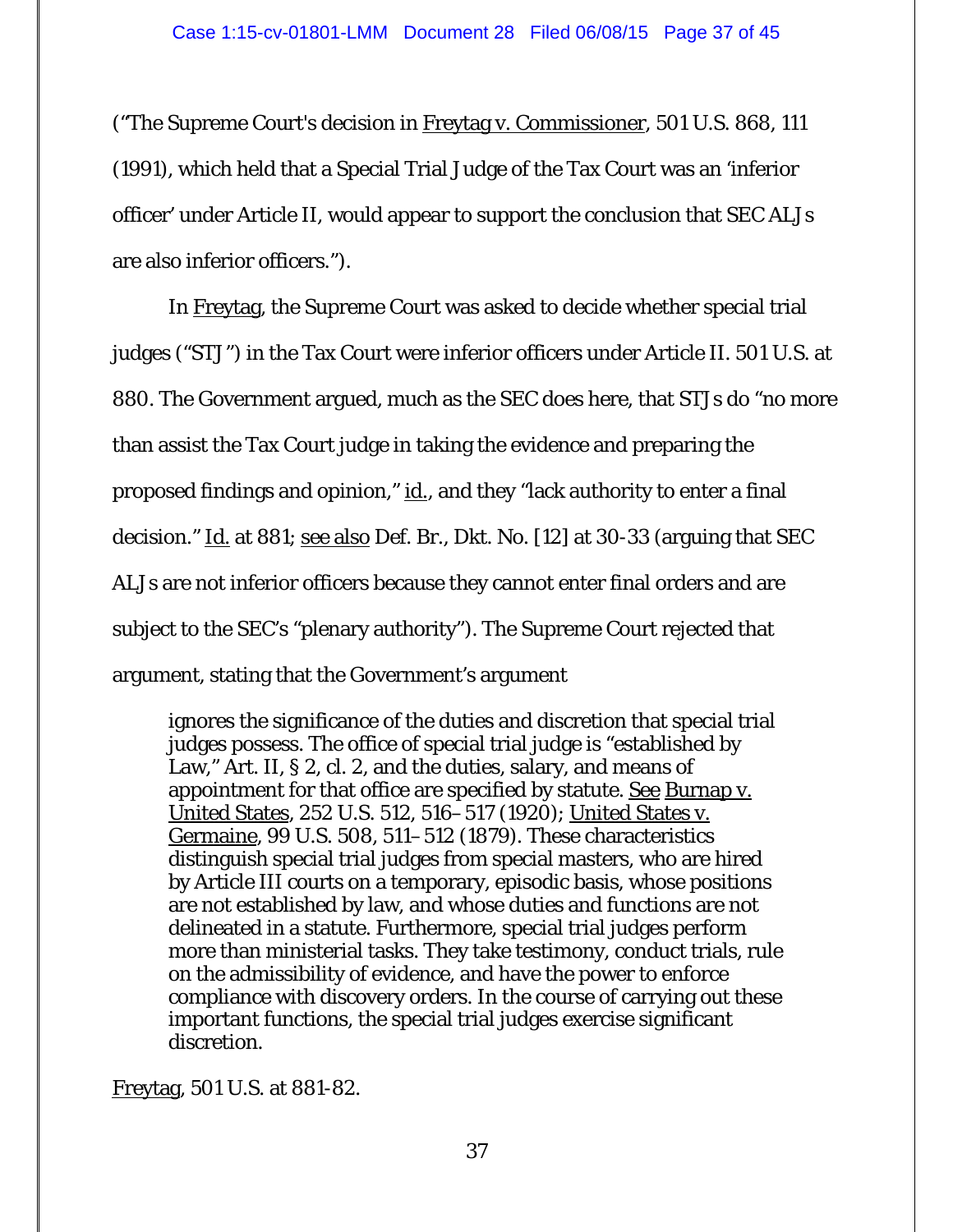("The Supreme Court's decision in Freytag v. Commissioner, 501 U.S. 868, 111 (1991), which held that a Special Trial Judge of the Tax Court was an 'inferior officer' under Article II, would appear to support the conclusion that SEC ALJs are also inferior officers.").

In Freytag, the Supreme Court was asked to decide whether special trial judges ("STJ") in the Tax Court were inferior officers under Article II. 501 U.S. at 880. The Government argued, much as the SEC does here, that STJs do "no more than assist the Tax Court judge in taking the evidence and preparing the proposed findings and opinion," id., and they "lack authority to enter a final decision." Id. at 881; see also Def. Br., Dkt. No. [12] at 30-33 (arguing that SEC ALJs are not inferior officers because they cannot enter final orders and are subject to the SEC's "plenary authority"). The Supreme Court rejected that argument, stating that the Government's argument

> ignores the significance of the duties and discretion that special trial judges possess. The office of special trial judge is "established by Law," Art. II, § 2, cl. 2, and the duties, salary, and means of appointment for that office are specified by statute. See Burnap v. United States, 252 U.S. 512, 516–517 (1920); United States v. Germaine, 99 U.S. 508, 511–512 (1879). These characteristics distinguish special trial judges from special masters, who are hired by Article III courts on a temporary, episodic basis, whose positions are not established by law, and whose duties and functions are not delineated in a statute. Furthermore, special trial judges perform more than ministerial tasks. They take testimony, conduct trials, rule on the admissibility of evidence, and have the power to enforce compliance with discovery orders. In the course of carrying out these important functions, the special trial judges exercise significant discretion.

Freytag, 501 U.S. at 881-82.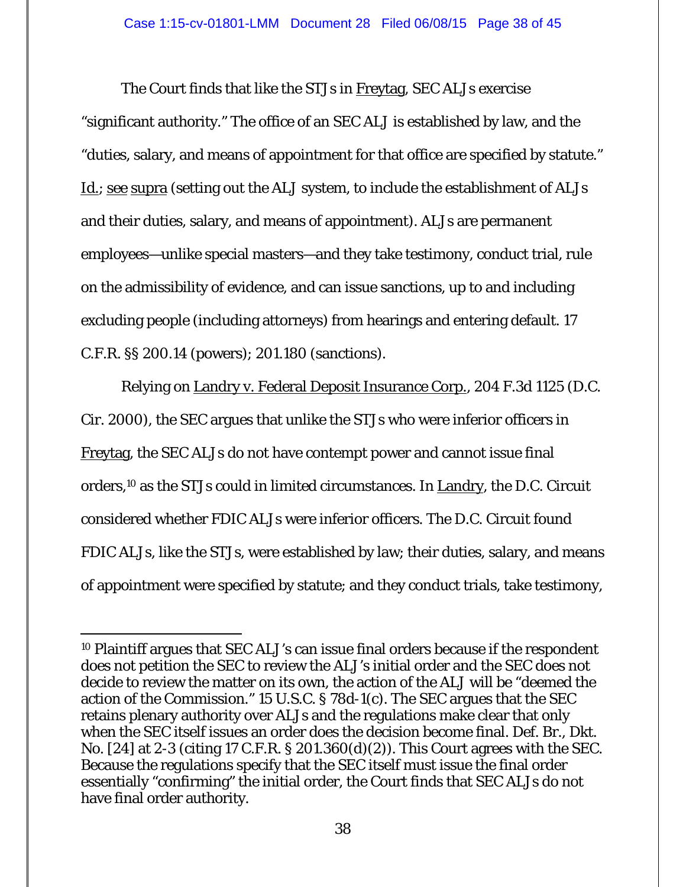The Court finds that like the STJs in Freytag, SEC ALJs exercise "significant authority." The office of an SEC ALJ is established by law, and the "duties, salary, and means of appointment for that office are specified by statute." Id.; see supra (setting out the ALJ system, to include the establishment of ALJs and their duties, salary, and means of appointment). ALJs are permanent employees—unlike special masters—and they take testimony, conduct trial, rule on the admissibility of evidence, and can issue sanctions, up to and including excluding people (including attorneys) from hearings and entering default. 17 C.F.R. §§ 200.14 (powers); 201.180 (sanctions).

Relying on Landry v. Federal Deposit Insurance Corp., 204 F.3d 1125 (D.C. Cir. 2000), the SEC argues that unlike the STJs who were inferior officers in Freytag, the SEC ALJs do not have contempt power and cannot issue final orders,[10] as the STJs could in limited circumstances. In Landry, the D.C. Circuit considered whether FDIC ALJs were inferior officers. The D.C. Circuit found FDIC ALJs, like the STJs, were established by law; their duties, salary, and means of appointment were specified by statute; and they conduct trials, take testimony,

---

[10] Plaintiff argues that SEC ALJ's can issue final orders because if the respondent does not petition the SEC to review the ALJ's initial order and the SEC does not decide to review the matter on its own, the action of the ALJ will be "deemed the action of the Commission." 15 U.S.C. § 78d-1(c). The SEC argues that the SEC retains plenary authority over ALJs and the regulations make clear that only when the SEC itself issues an order does the decision become final. Def. Br., Dkt. No. [24] at 2-3 (citing 17 C.F.R. § 201.360(d)(2)). This Court agrees with the SEC. Because the regulations specify that the SEC itself must issue the final order essentially "confirming" the initial order, the Court finds that SEC ALJs do not have final order authority.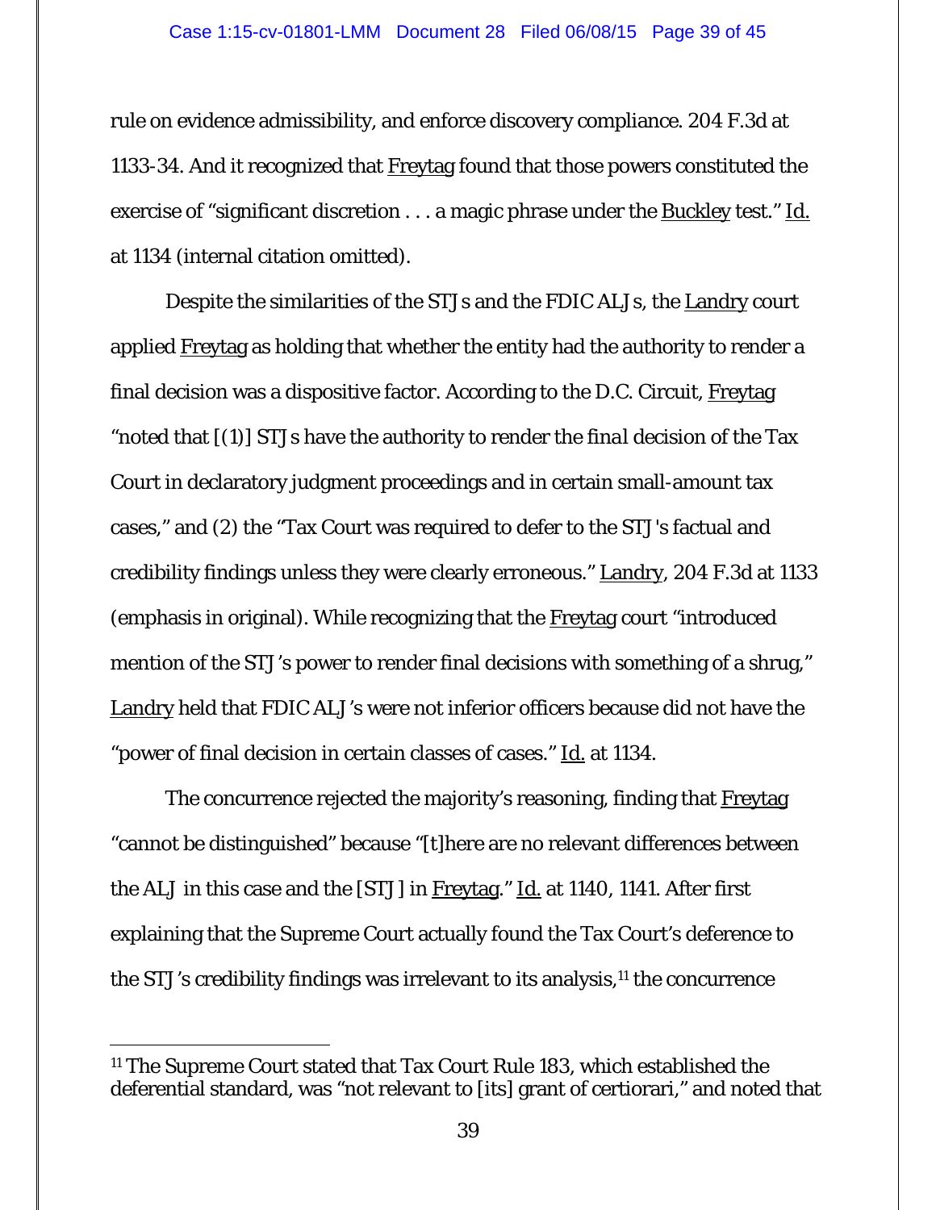rule on evidence admissibility, and enforce discovery compliance. 204 F.3d at 1133-34. And it recognized that Freytag found that those powers constituted the exercise of "significant discretion . . . a magic phrase under the Buckley test." Id. at 1134 (internal citation omitted).

Despite the similarities of the STJs and the FDIC ALJs, the Landry court applied Freytag as holding that whether the entity had the authority to render a final decision was a dispositive factor. According to the D.C. Circuit, Freytag "noted that [(1)] STJs have the authority to render the *final* decision of the Tax Court in declaratory judgment proceedings and in certain small-amount tax cases," and (2) the "Tax Court was required to defer to the STJ's factual and credibility findings unless they were clearly erroneous." Landry, 204 F.3d at 1133 (emphasis in original). While recognizing that the Freytag court "introduced mention of the STJ's power to render final decisions with something of a shrug," Landry held that FDIC ALJ's were not inferior officers because did not have the "power of final decision in certain classes of cases." Id. at 1134.

The concurrence rejected the majority's reasoning, finding that Freytag "cannot be distinguished" because "[t]here are no relevant differences between the ALJ in this case and the [STJ] in Freytag." Id. at 1140, 1141. After first explaining that the Supreme Court actually found the Tax Court's deference to the STJ's credibility findings was irrelevant to its analysis,[11] the concurrence

---

[11] The Supreme Court stated that Tax Court Rule 183, which established the deferential standard, was "not relevant to [its] grant of certiorari," and noted that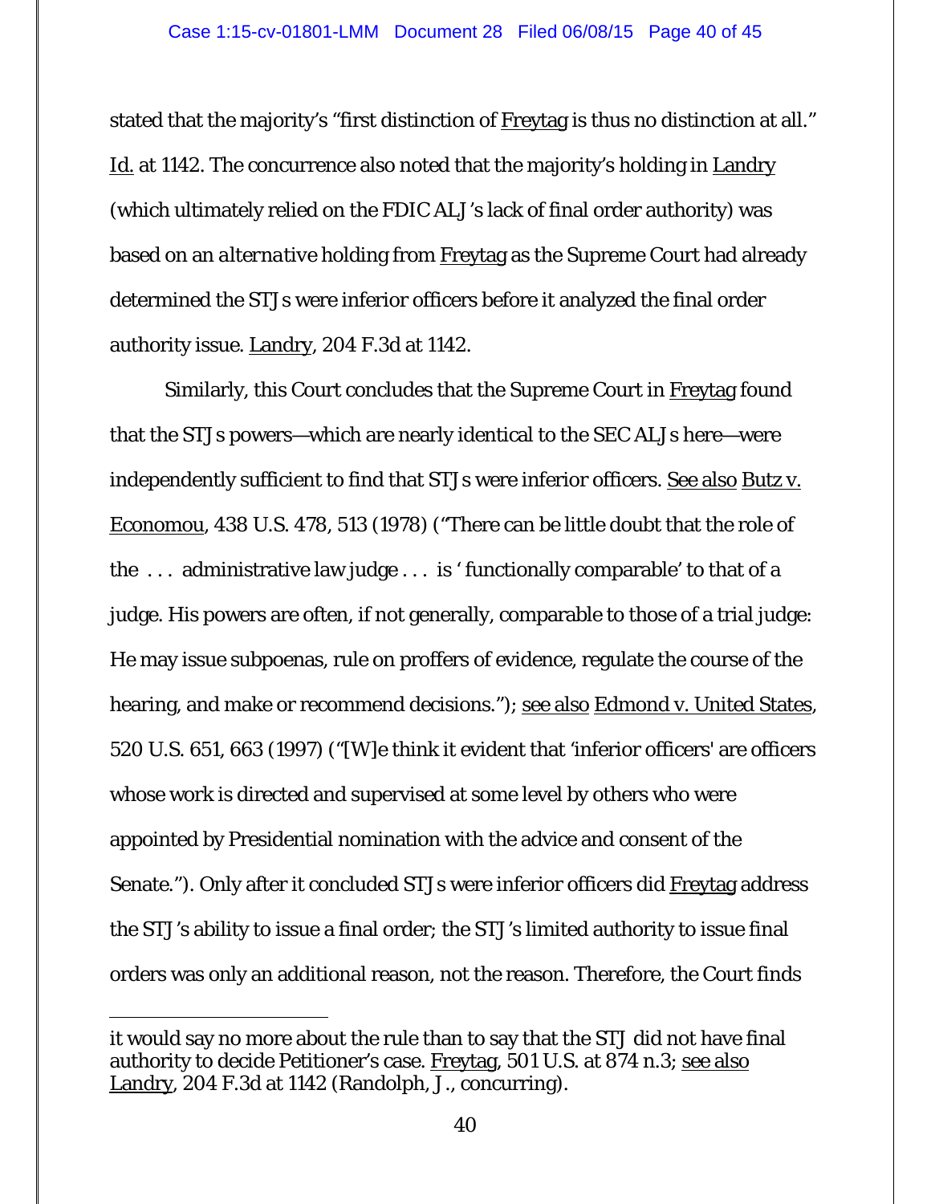stated that the majority's "first distinction of Freytag is thus no distinction at all." Id. at 1142. The concurrence also noted that the majority's holding in Landry (which ultimately relied on the FDIC ALJ's lack of final order authority) was based on an *alternative* holding from Freytag as the Supreme Court had already determined the STJs were inferior officers before it analyzed the final order authority issue. Landry, 204 F.3d at 1142.

Similarly, this Court concludes that the Supreme Court in Freytag found that the STJs powers—which are nearly identical to the SEC ALJs here—were independently sufficient to find that STJs were inferior officers. See also Butz v. Economou, 438 U.S. 478, 513 (1978) ("There can be little doubt that the role of the . . . administrative law judge . . . is 'functionally comparable' to that of a judge. His powers are often, if not generally, comparable to those of a trial judge: He may issue subpoenas, rule on proffers of evidence, regulate the course of the hearing, and make or recommend decisions."); see also Edmond v. United States, 520 U.S. 651, 663 (1997) ("[W]e think it evident that 'inferior officers' are officers whose work is directed and supervised at some level by others who were appointed by Presidential nomination with the advice and consent of the Senate."). Only after it concluded STJs were inferior officers did Freytag address the STJ's ability to issue a final order; the STJ's limited authority to issue final orders was only an additional reason, not the reason. Therefore, the Court finds

---

it would say no more about the rule than to say that the STJ did not have final authority to decide Petitioner's case. Freytag, 501 U.S. at 874 n.3; see also Landry, 204 F.3d at 1142 (Randolph, J., concurring).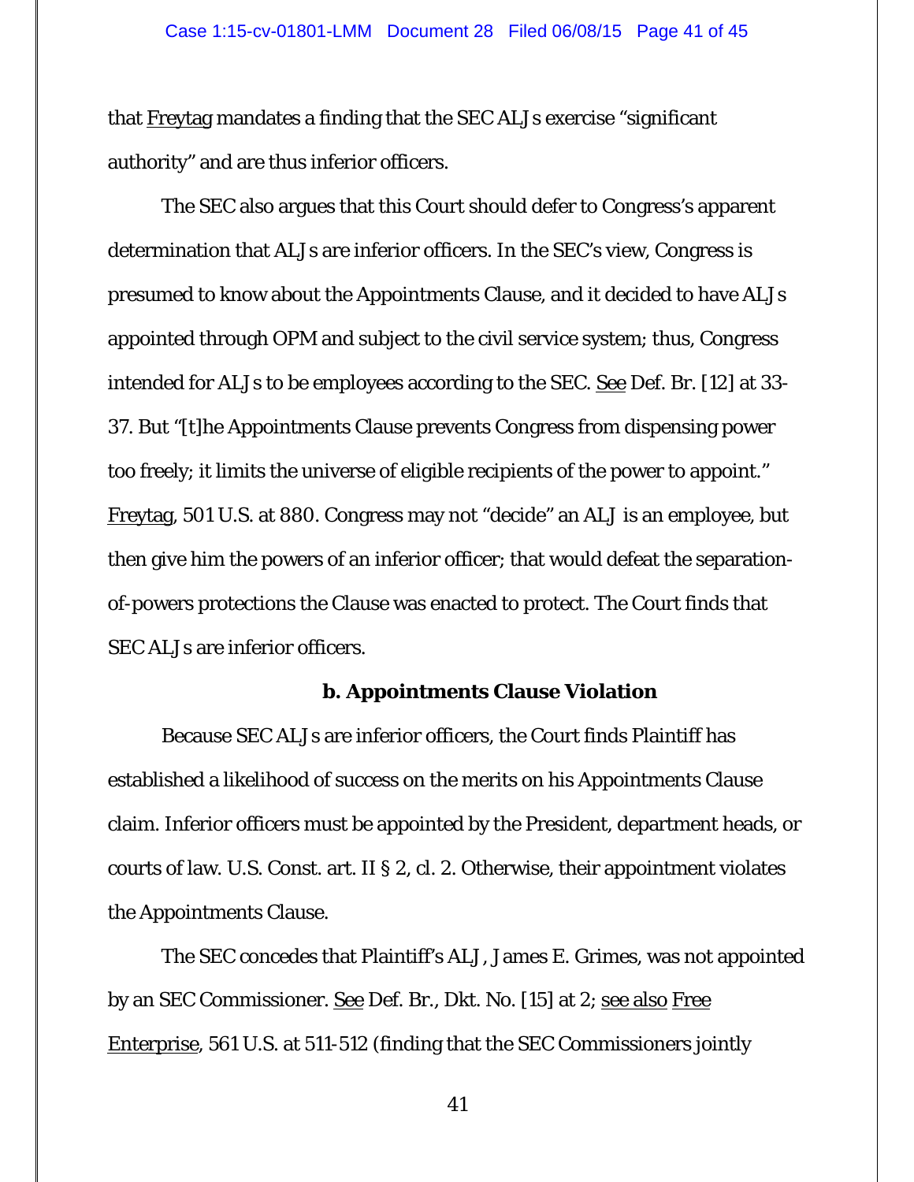that Freytag mandates a finding that the SEC ALJs exercise "significant authority" and are thus inferior officers.

The SEC also argues that this Court should defer to Congress's apparent determination that ALJs are inferior officers. In the SEC's view, Congress is presumed to know about the Appointments Clause, and it decided to have ALJs appointed through OPM and subject to the civil service system; thus, Congress intended for ALJs to be employees according to the SEC. See Def. Br. [12] at 33-37. But "[t]he Appointments Clause prevents Congress from dispensing power too freely; it limits the universe of eligible recipients of the power to appoint." Freytag, 501 U.S. at 880. Congress may not "decide" an ALJ is an employee, but then give him the powers of an inferior officer; that would defeat the separation-of-powers protections the Clause was enacted to protect. The Court finds that SEC ALJs are inferior officers.

**b. Appointments Clause Violation**

Because SEC ALJs are inferior officers, the Court finds Plaintiff has established a likelihood of success on the merits on his Appointments Clause claim. Inferior officers must be appointed by the President, department heads, or courts of law. U.S. Const. art. II § 2, cl. 2. Otherwise, their appointment violates the Appointments Clause.

The SEC concedes that Plaintiff's ALJ, James E. Grimes, was not appointed by an SEC Commissioner. See Def. Br., Dkt. No. [15] at 2; see also Free Enterprise, 561 U.S. at 511-512 (finding that the SEC Commissioners jointly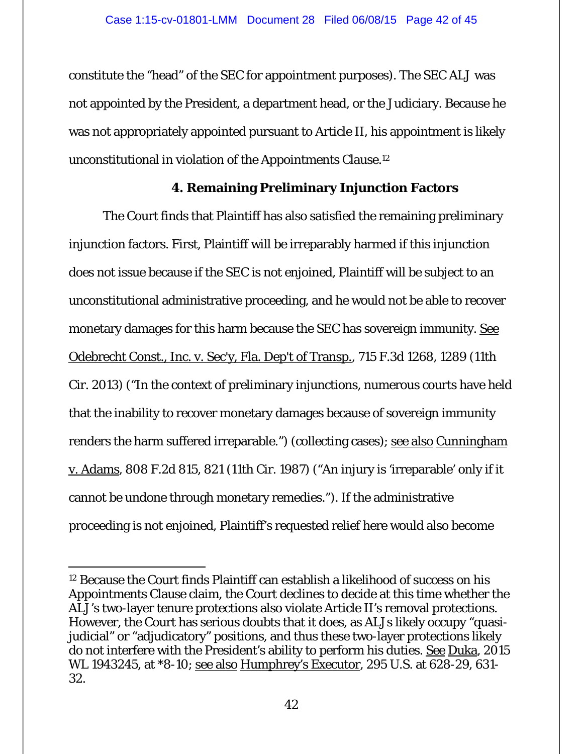constitute the "head" of the SEC for appointment purposes). The SEC ALJ was not appointed by the President, a department head, or the Judiciary. Because he was not appropriately appointed pursuant to Article II, his appointment is likely unconstitutional in violation of the Appointments Clause.[12]

### 4. Remaining Preliminary Injunction Factors

The Court finds that Plaintiff has also satisfied the remaining preliminary injunction factors. First, Plaintiff will be irreparably harmed if this injunction does not issue because if the SEC is not enjoined, Plaintiff will be subject to an unconstitutional administrative proceeding, and he would not be able to recover monetary damages for this harm because the SEC has sovereign immunity. See Odebrecht Const., Inc. v. Sec'y, Fla. Dep't of Transp., 715 F.3d 1268, 1289 (11th Cir. 2013) ("In the context of preliminary injunctions, numerous courts have held that the inability to recover monetary damages because of sovereign immunity renders the harm suffered irreparable.") (collecting cases); see also Cunningham v. Adams, 808 F.2d 815, 821 (11th Cir. 1987) ("An injury is 'irreparable' only if it cannot be undone through monetary remedies."). If the administrative proceeding is not enjoined, Plaintiff's requested relief here would also become

---

[12] Because the Court finds Plaintiff can establish a likelihood of success on his Appointments Clause claim, the Court declines to decide at this time whether the ALJ's two-layer tenure protections also violate Article II's removal protections. However, the Court has serious doubts that it does, as ALJs likely occupy "quasi-judicial" or "adjudicatory" positions, and thus these two-layer protections likely do not interfere with the President's ability to perform his duties. See Duka, 2015 WL 1943245, at *8-10; see also Humphrey's Executor, 295 U.S. at 628-29, 631-32.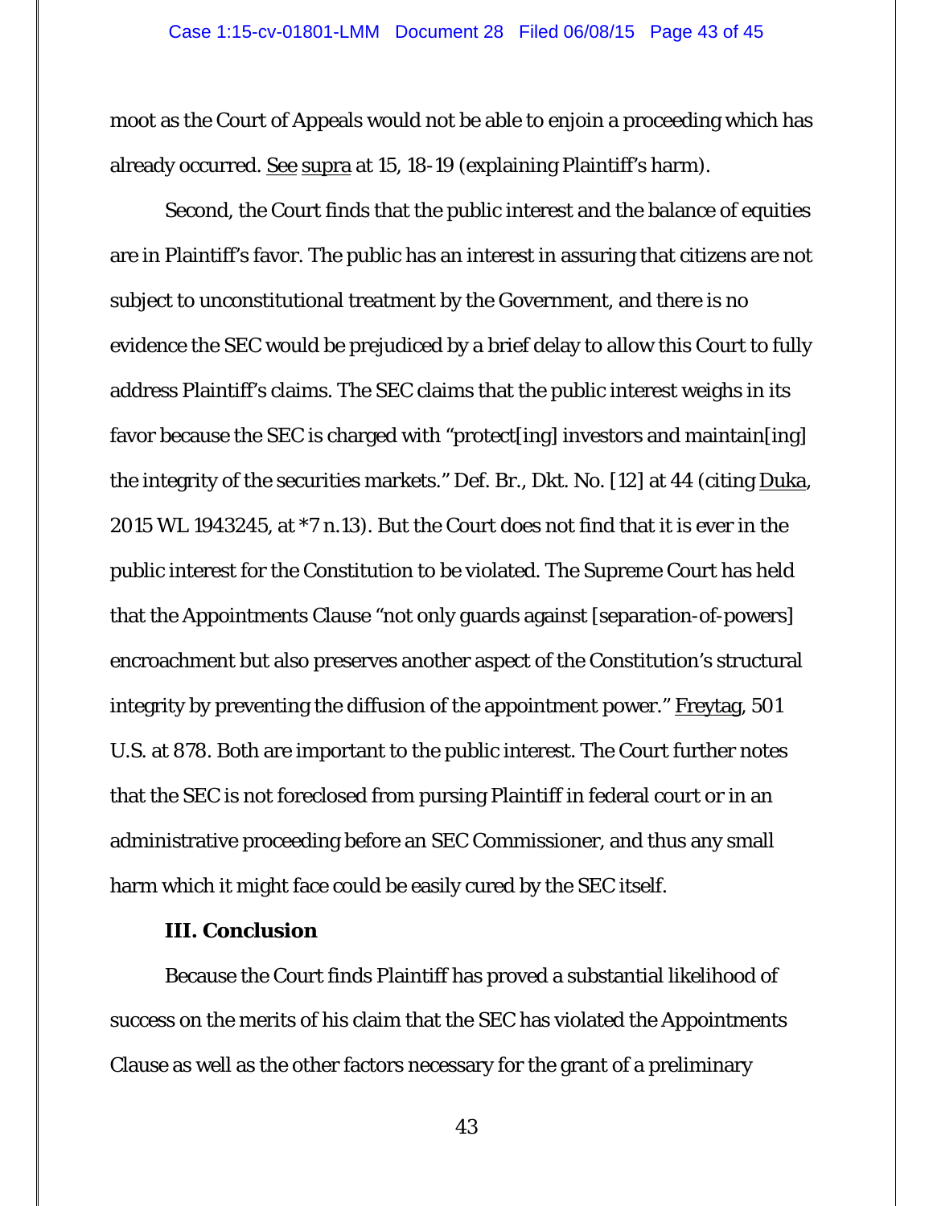moot as the Court of Appeals would not be able to enjoin a proceeding which has already occurred. See supra at 15, 18-19 (explaining Plaintiff's harm).

Second, the Court finds that the public interest and the balance of equities are in Plaintiff's favor. The public has an interest in assuring that citizens are not subject to unconstitutional treatment by the Government, and there is no evidence the SEC would be prejudiced by a brief delay to allow this Court to fully address Plaintiff's claims. The SEC claims that the public interest weighs in its favor because the SEC is charged with "protect[ing] investors and maintain[ing] the integrity of the securities markets." Def. Br., Dkt. No. [12] at 44 (citing Duka, 2015 WL 1943245, at *7 n.13). But the Court does not find that it is ever in the public interest for the Constitution to be violated. The Supreme Court has held that the Appointments Clause "not only guards against [separation-of-powers] encroachment but also preserves another aspect of the Constitution's structural integrity by preventing the diffusion of the appointment power." Freytag, 501 U.S. at 878. Both are important to the public interest. The Court further notes that the SEC is not foreclosed from pursing Plaintiff in federal court or in an administrative proceeding before an SEC Commissioner, and thus any small harm which it might face could be easily cured by the SEC itself.

## III. Conclusion

Because the Court finds Plaintiff has proved a substantial likelihood of success on the merits of his claim that the SEC has violated the Appointments Clause as well as the other factors necessary for the grant of a preliminary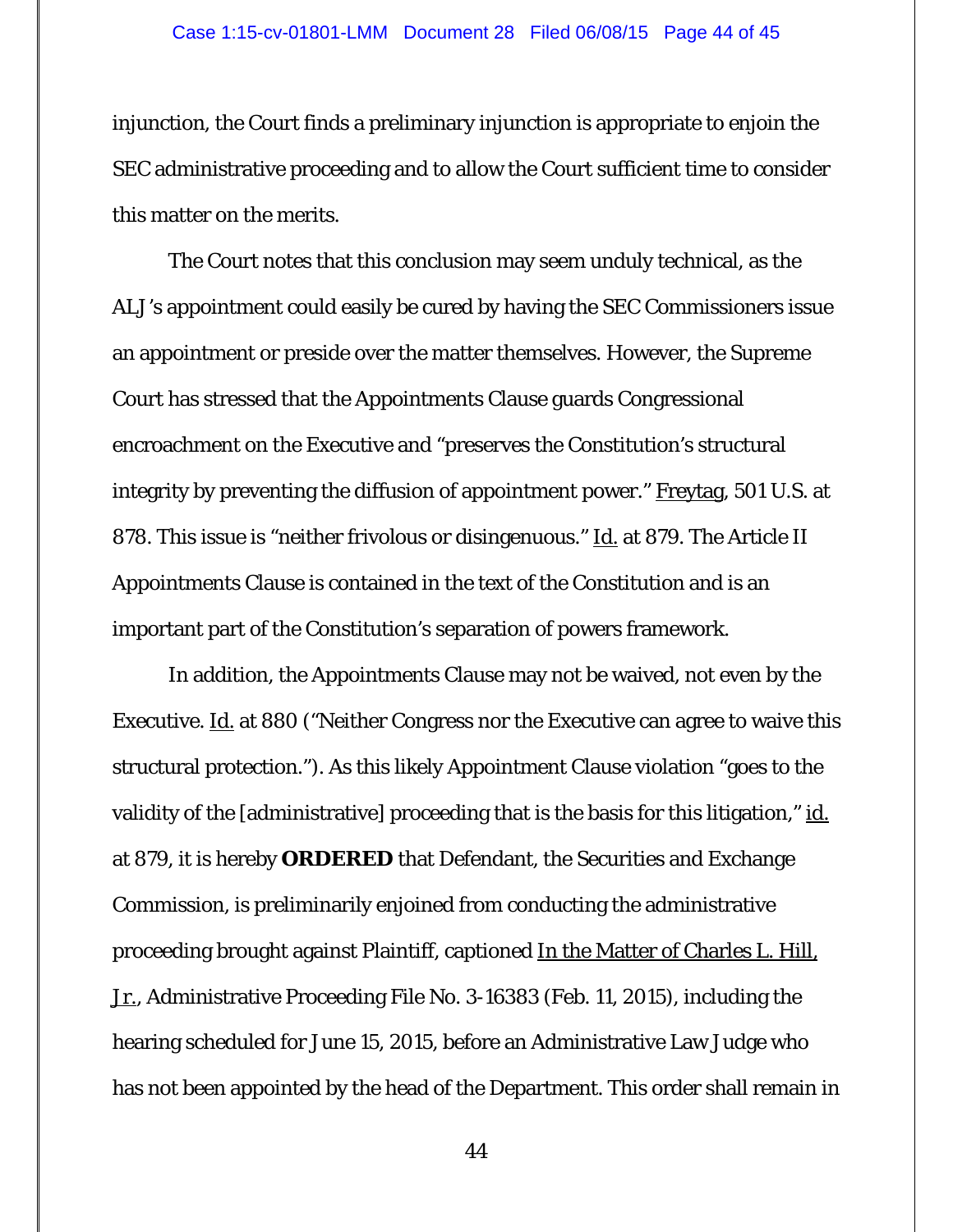injunction, the Court finds a preliminary injunction is appropriate to enjoin the SEC administrative proceeding and to allow the Court sufficient time to consider this matter on the merits.

The Court notes that this conclusion may seem unduly technical, as the ALJ's appointment could easily be cured by having the SEC Commissioners issue an appointment or preside over the matter themselves. However, the Supreme Court has stressed that the Appointments Clause guards Congressional encroachment on the Executive and "preserves the Constitution's structural integrity by preventing the diffusion of appointment power." Freytag, 501 U.S. at 878. This issue is "neither frivolous or disingenuous." Id. at 879. The Article II Appointments Clause is contained in the text of the Constitution and is an important part of the Constitution's separation of powers framework.

In addition, the Appointments Clause may not be waived, not even by the Executive. Id. at 880 ("Neither Congress nor the Executive can agree to waive this structural protection."). As this likely Appointment Clause violation "goes to the validity of the [administrative] proceeding that is the basis for this litigation," id. at 879, it is hereby **ORDERED** that Defendant, the Securities and Exchange Commission, is preliminarily enjoined from conducting the administrative proceeding brought against Plaintiff, captioned In the Matter of Charles L. Hill, Jr., Administrative Proceeding File No. 3-16383 (Feb. 11, 2015), including the hearing scheduled for June 15, 2015, before an Administrative Law Judge who has not been appointed by the head of the Department. This order shall remain in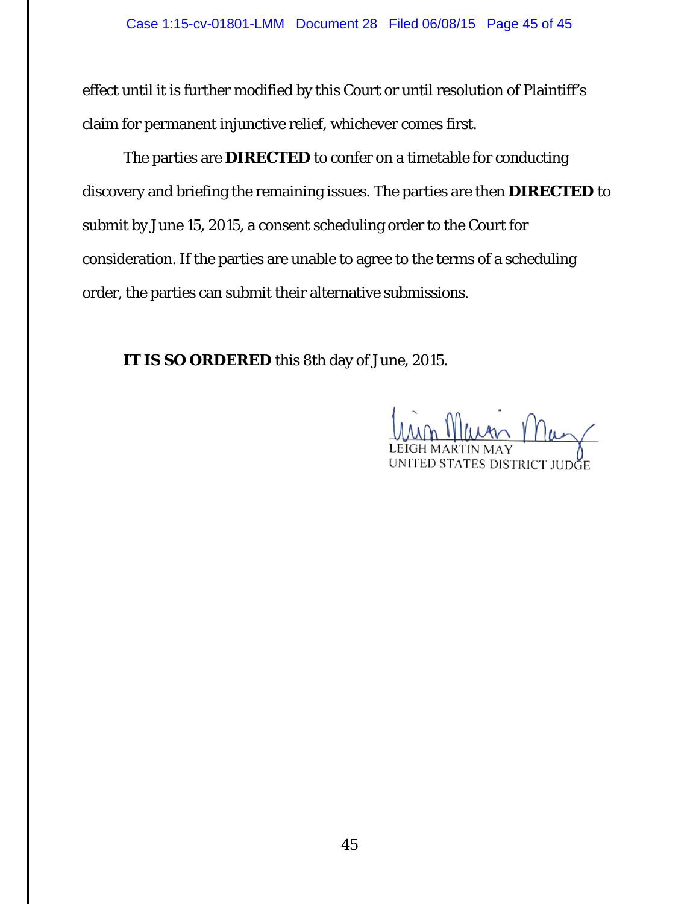effect until it is further modified by this Court or until resolution of Plaintiff's claim for permanent injunctive relief, whichever comes first.

The parties are **DIRECTED** to confer on a timetable for conducting discovery and briefing the remaining issues. The parties are then **DIRECTED** to submit by June 15, 2015, a consent scheduling order to the Court for consideration. If the parties are unable to agree to the terms of a scheduling order, the parties can submit their alternative submissions.

**IT IS SO ORDERED** this 8th day of June, 2015.

LEIGH MARTIN MAY
UNITED STATES DISTRICT JUDGE